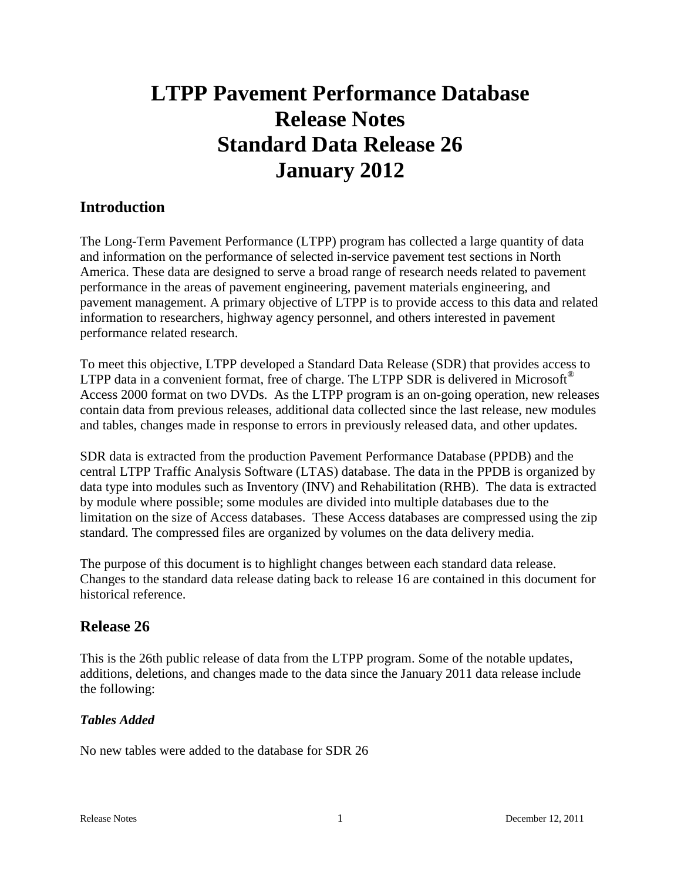# LTPP Pavement Performance Database Release Notes Standard Data Release 26 January 2012

## Introduction

The Long-Term Pavement Performance (LTPP) program has collected a large quantity of data and information on the performance of selected in-service pavement test sections in North America. These data are designed to serve a broad range of research needs related to pavement performance in the areas of pavement engineering, pavement materials engineering, and pavement management. A primary objective of LTPP is to provide access to this data and related information to researchers, highway agency personnel, and others interested in pavement performance related research.

To meet this objective, LTPP developed a Standard Data Release (SDR) that provides access to LTPP data in a convenient format, free of charge. The LTPP SDR is delivered in Microsoft® Access 2000 format on two DVDs. As the LTPP program is an on-going operation, new releases contain data from previous releases, additional data collected since the last release, new modules and tables, changes made in response to errors in previously released data, and other updates.

SDR data is extracted from the production Pavement Performance Database (PPDB) and the central LTPP Traffic Analysis Software (LTAS) database. The data in the PPDB is organized by data type into modules such as Inventory (INV) and Rehabilitation (RHB). The data is extracted by module where possible; some modules are divided into multiple databases due to the limitation on the size of Access databases. These Access databases are compressed using the zip standard. The compressed files are organized by volumes on the data delivery media.

The purpose of this document is to highlight changes between each standard data release. Changes to the standard data release dating back to release 16 are contained in this document for historical reference.

## Release 26

This is the 26th public release of data from the LTPP program. Some of the notable updates, additions, deletions, and changes made to the data since the January 2011 data release include the following:

### *Tables Added*

No new tables were added to the database for SDR 26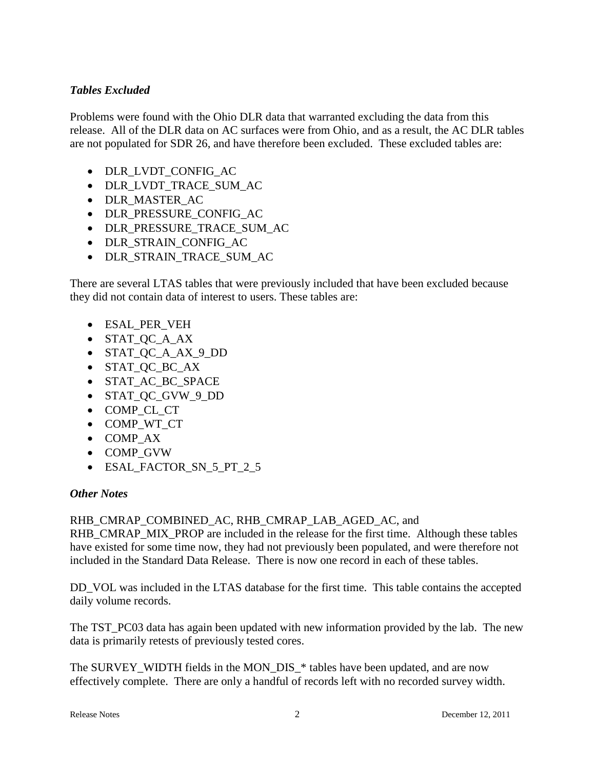### *Tables Excluded*

Problems were found with the Ohio DLR data that warranted excluding the data from this release. All of the DLR data on AC surfaces were from Ohio, and as a result, the AC DLR tables are not populated for SDR 26, and have therefore been excluded. These excluded tables are:

- DLR_LVDT_CONFIG_AC
- DLR_LVDT_TRACE_SUM_AC
- DLR_MASTER_AC
- DLR_PRESSURE_CONFIG_AC
- DLR_PRESSURE_TRACE_SUM_AC
- DLR_STRAIN_CONFIG_AC
- DLR_STRAIN_TRACE_SUM_AC

There are several LTAS tables that were previously included that have been excluded because they did not contain data of interest to users. These tables are:

- ESAL_PER_VEH
- STAT_QC_A_AX
- STAT_QC_A_AX_9_DD
- STAT_QC_BC_AX
- STAT_AC_BC_SPACE
- STAT_QC_GVW_9_DD
- COMP_CL_CT
- COMP_WT_CT
- COMP_AX
- COMP_GVW
- ESAL_FACTOR_SN_5_PT_2_5

### *Other Notes*

RHB_CMRAP_COMBINED_AC, RHB_CMRAP_LAB_AGED_AC, and RHB_CMRAP_MIX_PROP are included in the release for the first time. Although these tables have existed for some time now, they had not previously been populated, and were therefore not included in the Standard Data Release. There is now one record in each of these tables.

DD_VOL was included in the LTAS database for the first time. This table contains the accepted daily volume records.

The TST_PC03 data has again been updated with new information provided by the lab. The new data is primarily retests of previously tested cores.

The SURVEY_WIDTH fields in the MON_DIS_* tables have been updated, and are now effectively complete. There are only a handful of records left with no recorded survey width.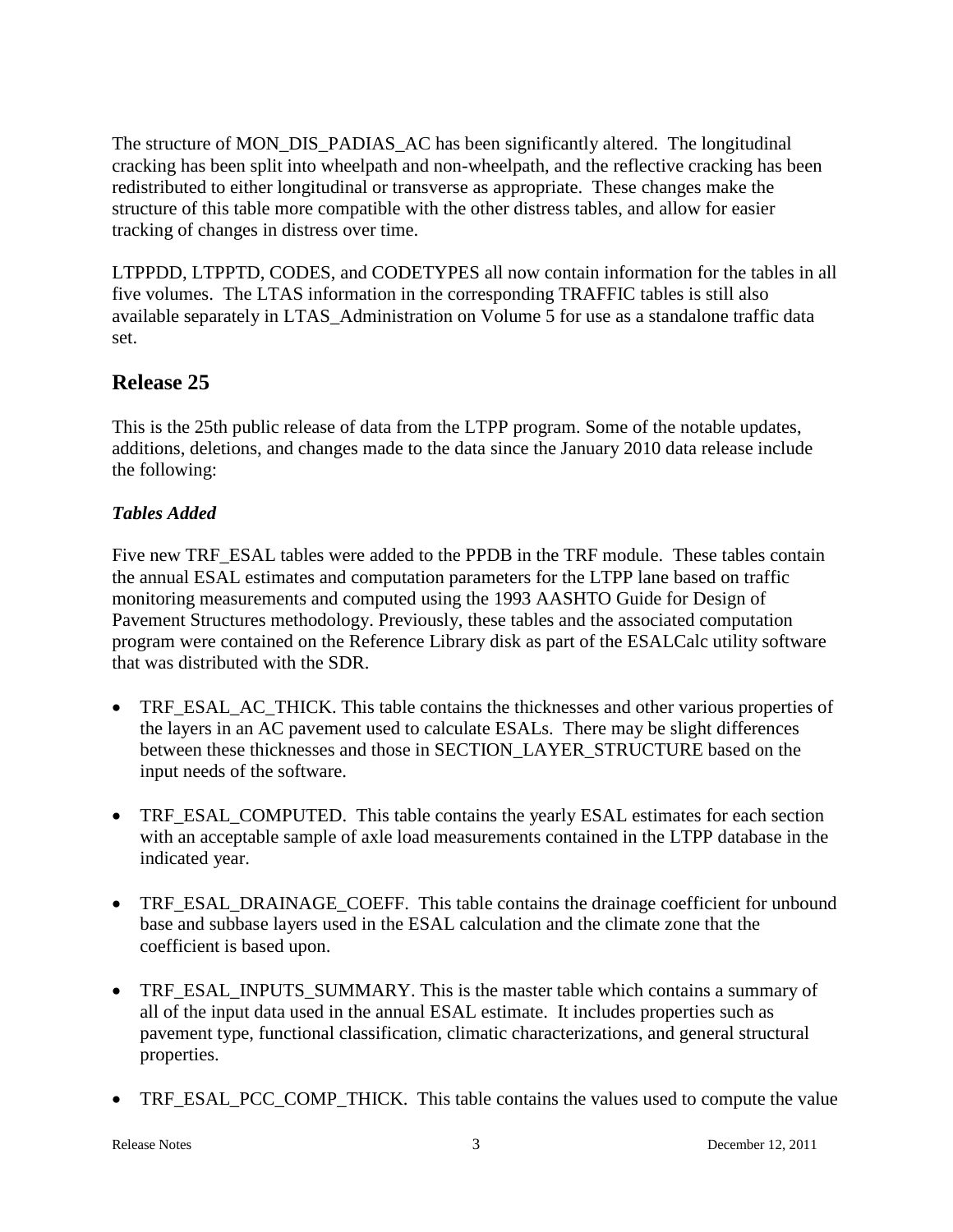The structure of MON_DIS_PADIAS_AC has been significantly altered. The longitudinal cracking has been split into wheelpath and non-wheelpath, and the reflective cracking has been redistributed to either longitudinal or transverse as appropriate. These changes make the structure of this table more compatible with the other distress tables, and allow for easier tracking of changes in distress over time.

LTPPDD, LTPPTD, CODES, and CODETYPES all now contain information for the tables in all five volumes. The LTAS information in the corresponding TRAFFIC tables is still also available separately in LTAS_Administration on Volume 5 for use as a standalone traffic data set.

## Release 25

This is the 25th public release of data from the LTPP program. Some of the notable updates, additions, deletions, and changes made to the data since the January 2010 data release include the following:

### *Tables Added*

Five new TRF_ESAL tables were added to the PPDB in the TRF module. These tables contain the annual ESAL estimates and computation parameters for the LTPP lane based on traffic monitoring measurements and computed using the 1993 AASHTO Guide for Design of Pavement Structures methodology. Previously, these tables and the associated computation program were contained on the Reference Library disk as part of the ESALCalc utility software that was distributed with the SDR.

- TRF_ESAL_AC_THICK. This table contains the thicknesses and other various properties of the layers in an AC pavement used to calculate ESALs. There may be slight differences between these thicknesses and those in SECTION_LAYER_STRUCTURE based on the input needs of the software.

- TRF_ESAL_COMPUTED. This table contains the yearly ESAL estimates for each section with an acceptable sample of axle load measurements contained in the LTPP database in the indicated year.

- TRF_ESAL_DRAINAGE_COEFF. This table contains the drainage coefficient for unbound base and subbase layers used in the ESAL calculation and the climate zone that the coefficient is based upon.

- TRF_ESAL_INPUTS_SUMMARY. This is the master table which contains a summary of all of the input data used in the annual ESAL estimate. It includes properties such as pavement type, functional classification, climatic characterizations, and general structural properties.

- TRF_ESAL_PCC_COMP_THICK. This table contains the values used to compute the value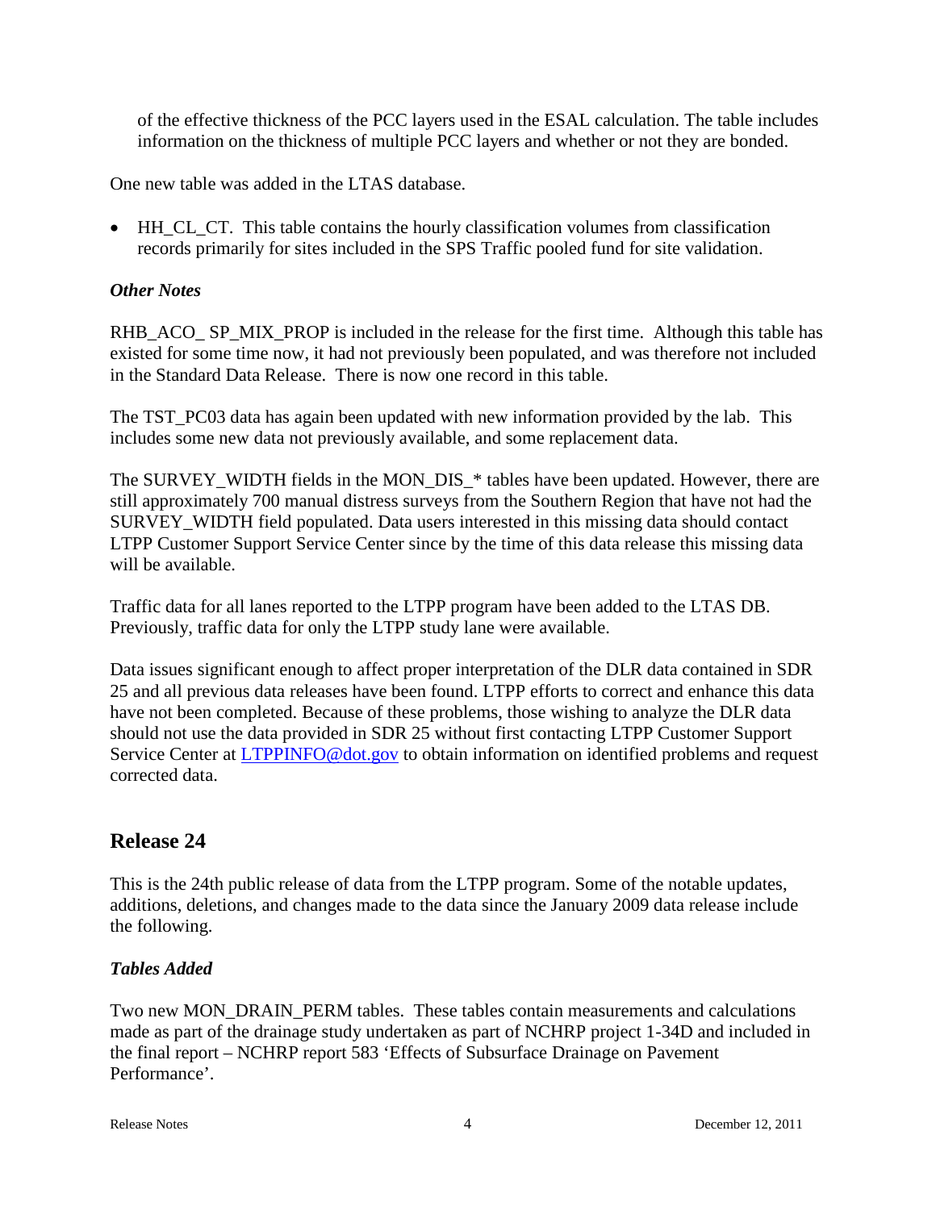of the effective thickness of the PCC layers used in the ESAL calculation. The table includes information on the thickness of multiple PCC layers and whether or not they are bonded.

One new table was added in the LTAS database.

- HH_CL_CT. This table contains the hourly classification volumes from classification records primarily for sites included in the SPS Traffic pooled fund for site validation.

### *Other Notes*

RHB_ACO_ SP_MIX_PROP is included in the release for the first time. Although this table has existed for some time now, it had not previously been populated, and was therefore not included in the Standard Data Release. There is now one record in this table.

The TST_PC03 data has again been updated with new information provided by the lab. This includes some new data not previously available, and some replacement data.

The SURVEY_WIDTH fields in the MON_DIS_* tables have been updated. However, there are still approximately 700 manual distress surveys from the Southern Region that have not had the SURVEY_WIDTH field populated. Data users interested in this missing data should contact LTPP Customer Support Service Center since by the time of this data release this missing data will be available.

Traffic data for all lanes reported to the LTPP program have been added to the LTAS DB. Previously, traffic data for only the LTPP study lane were available.

Data issues significant enough to affect proper interpretation of the DLR data contained in SDR 25 and all previous data releases have been found. LTPP efforts to correct and enhance this data have not been completed. Because of these problems, those wishing to analyze the DLR data should not use the data provided in SDR 25 without first contacting LTPP Customer Support Service Center at LTPPINFO@dot.gov to obtain information on identified problems and request corrected data.

## Release 24

This is the 24th public release of data from the LTPP program. Some of the notable updates, additions, deletions, and changes made to the data since the January 2009 data release include the following.

### *Tables Added*

Two new MON_DRAIN_PERM tables. These tables contain measurements and calculations made as part of the drainage study undertaken as part of NCHRP project 1-34D and included in the final report – NCHRP report 583 'Effects of Subsurface Drainage on Pavement Performance'.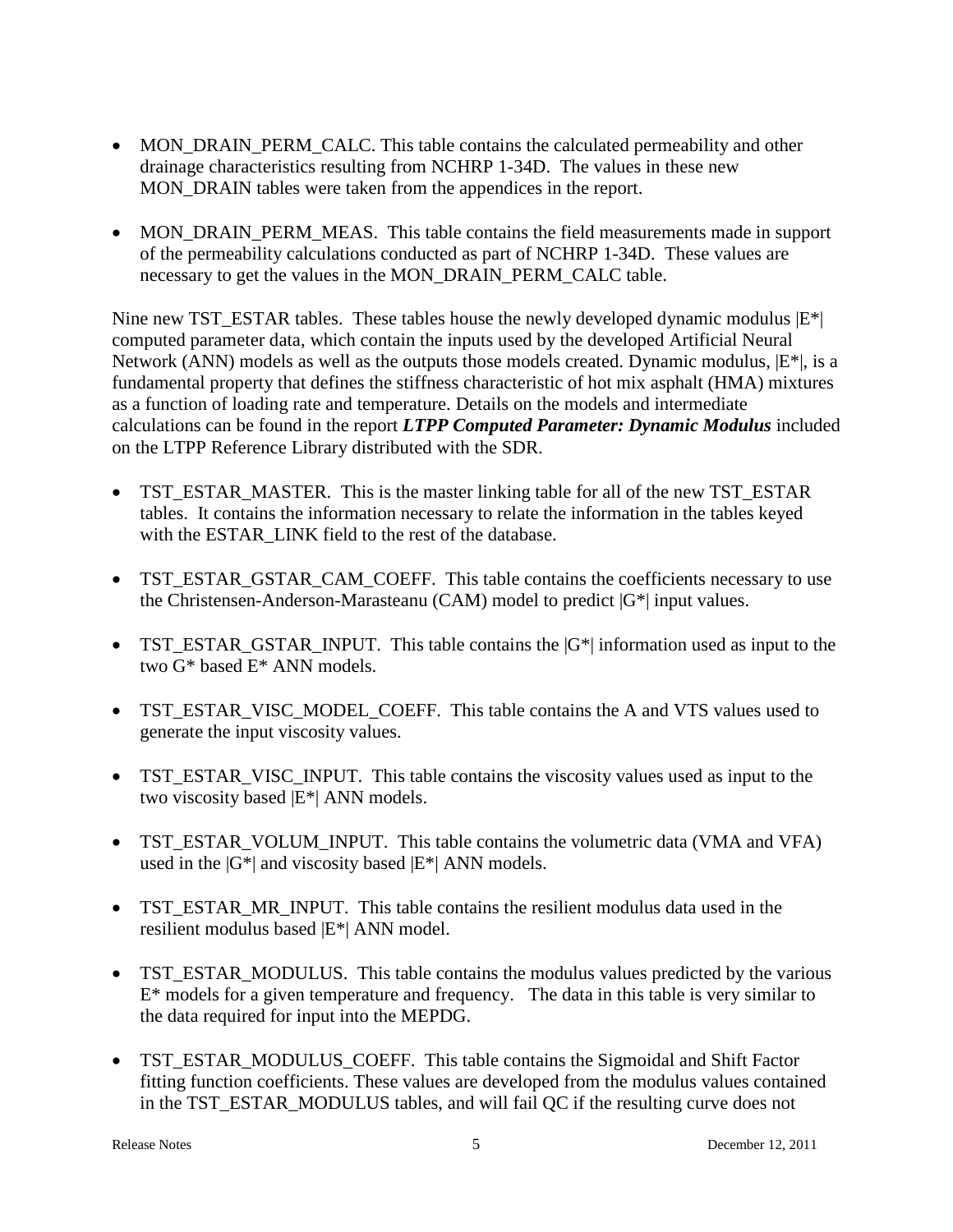- MON_DRAIN_PERM_CALC. This table contains the calculated permeability and other drainage characteristics resulting from NCHRP 1-34D. The values in these new MON_DRAIN tables were taken from the appendices in the report.

- MON_DRAIN_PERM_MEAS. This table contains the field measurements made in support of the permeability calculations conducted as part of NCHRP 1-34D. These values are necessary to get the values in the MON_DRAIN_PERM_CALC table.

Nine new TST_ESTAR tables. These tables house the newly developed dynamic modulus |E*| computed parameter data, which contain the inputs used by the developed Artificial Neural Network (ANN) models as well as the outputs those models created. Dynamic modulus, |E*|, is a fundamental property that defines the stiffness characteristic of hot mix asphalt (HMA) mixtures as a function of loading rate and temperature. Details on the models and intermediate calculations can be found in the report ***LTPP Computed Parameter: Dynamic Modulus*** included on the LTPP Reference Library distributed with the SDR.

- TST_ESTAR_MASTER. This is the master linking table for all of the new TST_ESTAR tables. It contains the information necessary to relate the information in the tables keyed with the ESTAR_LINK field to the rest of the database.

- TST_ESTAR_GSTAR_CAM_COEFF. This table contains the coefficients necessary to use the Christensen-Anderson-Marasteanu (CAM) model to predict |G*| input values.

- TST_ESTAR_GSTAR_INPUT. This table contains the |G*| information used as input to the two G* based E* ANN models.

- TST_ESTAR_VISC_MODEL_COEFF. This table contains the A and VTS values used to generate the input viscosity values.

- TST_ESTAR_VISC_INPUT. This table contains the viscosity values used as input to the two viscosity based |E*| ANN models.

- TST_ESTAR_VOLUM_INPUT. This table contains the volumetric data (VMA and VFA) used in the |G*| and viscosity based |E*| ANN models.

- TST_ESTAR_MR_INPUT. This table contains the resilient modulus data used in the resilient modulus based |E*| ANN model.

- TST_ESTAR_MODULUS. This table contains the modulus values predicted by the various E* models for a given temperature and frequency. The data in this table is very similar to the data required for input into the MEPDG.

- TST_ESTAR_MODULUS_COEFF. This table contains the Sigmoidal and Shift Factor fitting function coefficients. These values are developed from the modulus values contained in the TST_ESTAR_MODULUS tables, and will fail QC if the resulting curve does not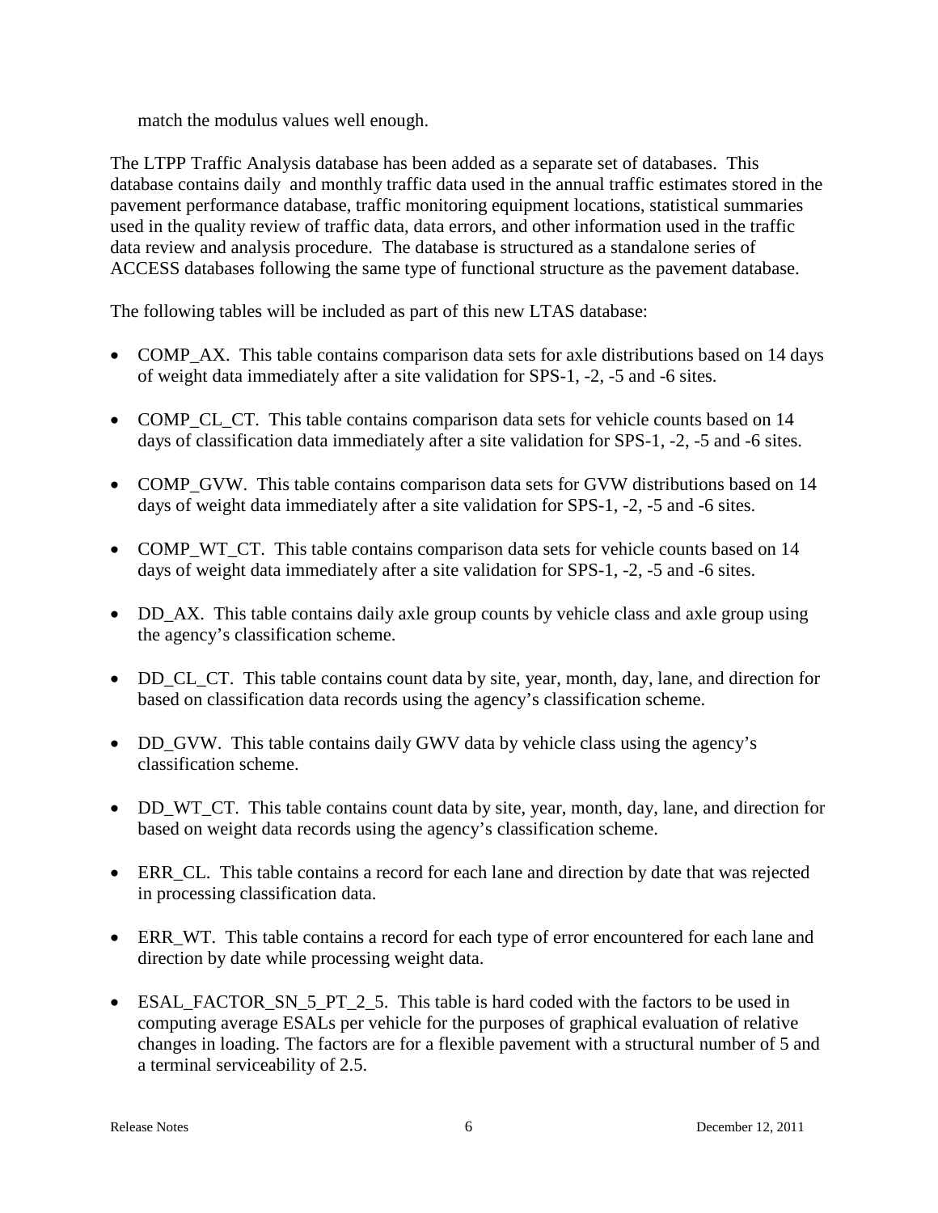match the modulus values well enough.

The LTPP Traffic Analysis database has been added as a separate set of databases. This database contains daily and monthly traffic data used in the annual traffic estimates stored in the pavement performance database, traffic monitoring equipment locations, statistical summaries used in the quality review of traffic data, data errors, and other information used in the traffic data review and analysis procedure. The database is structured as a standalone series of ACCESS databases following the same type of functional structure as the pavement database.

The following tables will be included as part of this new LTAS database:

- COMP_AX. This table contains comparison data sets for axle distributions based on 14 days of weight data immediately after a site validation for SPS-1, -2, -5 and -6 sites.

- COMP_CL_CT. This table contains comparison data sets for vehicle counts based on 14 days of classification data immediately after a site validation for SPS-1, -2, -5 and -6 sites.

- COMP_GVW. This table contains comparison data sets for GVW distributions based on 14 days of weight data immediately after a site validation for SPS-1, -2, -5 and -6 sites.

- COMP_WT_CT. This table contains comparison data sets for vehicle counts based on 14 days of weight data immediately after a site validation for SPS-1, -2, -5 and -6 sites.

- DD_AX. This table contains daily axle group counts by vehicle class and axle group using the agency's classification scheme.

- DD_CL_CT. This table contains count data by site, year, month, day, lane, and direction for based on classification data records using the agency's classification scheme.

- DD_GVW. This table contains daily GWV data by vehicle class using the agency's classification scheme.

- DD_WT_CT. This table contains count data by site, year, month, day, lane, and direction for based on weight data records using the agency's classification scheme.

- ERR_CL. This table contains a record for each lane and direction by date that was rejected in processing classification data.

- ERR_WT. This table contains a record for each type of error encountered for each lane and direction by date while processing weight data.

- ESAL_FACTOR_SN_5_PT_2_5. This table is hard coded with the factors to be used in computing average ESALs per vehicle for the purposes of graphical evaluation of relative changes in loading. The factors are for a flexible pavement with a structural number of 5 and a terminal serviceability of 2.5.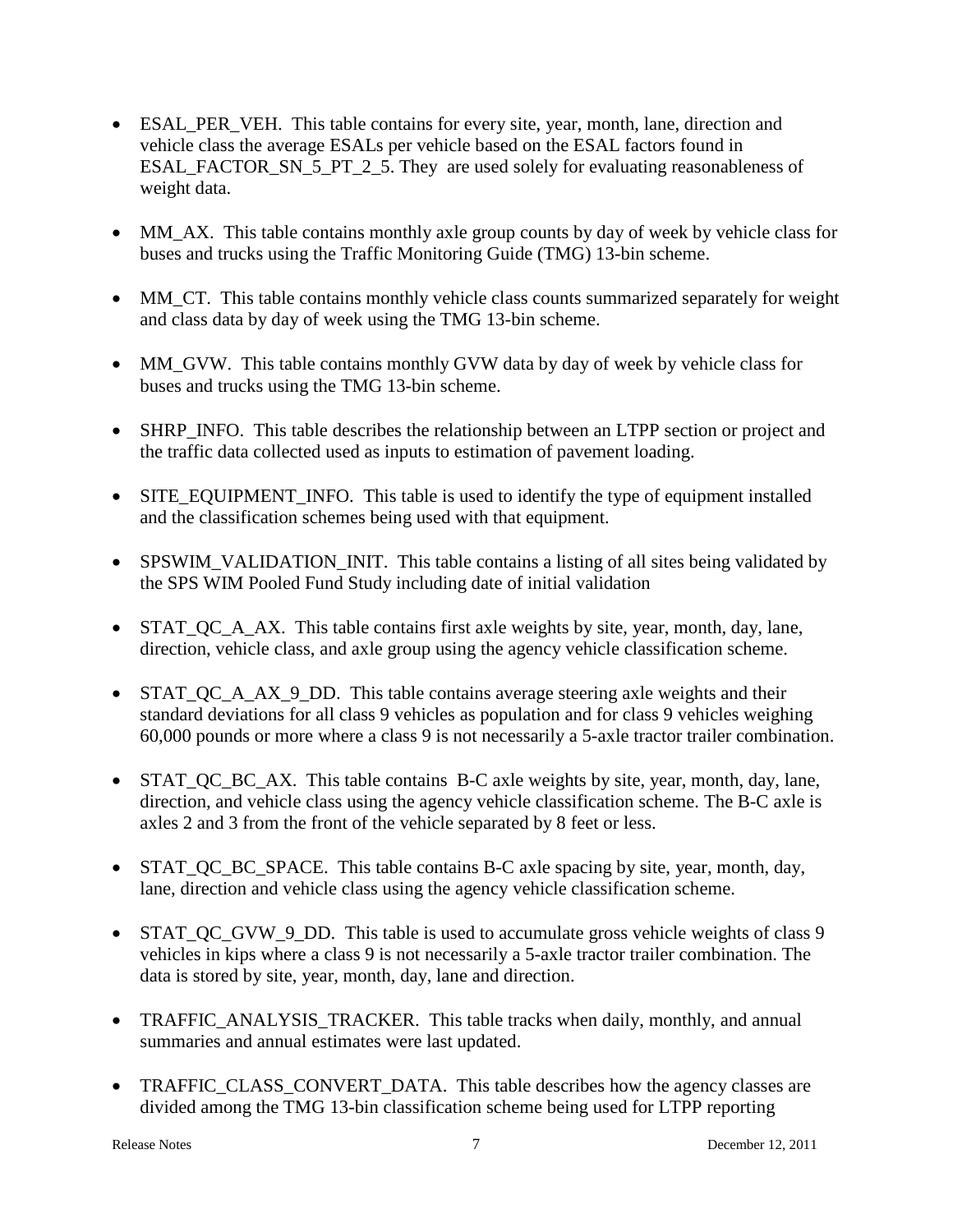- ESAL_PER_VEH. This table contains for every site, year, month, lane, direction and vehicle class the average ESALs per vehicle based on the ESAL factors found in ESAL_FACTOR_SN_5_PT_2_5. They are used solely for evaluating reasonableness of weight data.

- MM_AX. This table contains monthly axle group counts by day of week by vehicle class for buses and trucks using the Traffic Monitoring Guide (TMG) 13-bin scheme.

- MM_CT. This table contains monthly vehicle class counts summarized separately for weight and class data by day of week using the TMG 13-bin scheme.

- MM_GVW. This table contains monthly GVW data by day of week by vehicle class for buses and trucks using the TMG 13-bin scheme.

- SHRP_INFO. This table describes the relationship between an LTPP section or project and the traffic data collected used as inputs to estimation of pavement loading.

- SITE_EQUIPMENT_INFO. This table is used to identify the type of equipment installed and the classification schemes being used with that equipment.

- SPSWIM_VALIDATION_INIT. This table contains a listing of all sites being validated by the SPS WIM Pooled Fund Study including date of initial validation

- STAT_QC_A_AX. This table contains first axle weights by site, year, month, day, lane, direction, vehicle class, and axle group using the agency vehicle classification scheme.

- STAT_QC_A_AX_9_DD. This table contains average steering axle weights and their standard deviations for all class 9 vehicles as population and for class 9 vehicles weighing 60,000 pounds or more where a class 9 is not necessarily a 5-axle tractor trailer combination.

- STAT_QC_BC_AX. This table contains B-C axle weights by site, year, month, day, lane, direction, and vehicle class using the agency vehicle classification scheme. The B-C axle is axles 2 and 3 from the front of the vehicle separated by 8 feet or less.

- STAT_QC_BC_SPACE. This table contains B-C axle spacing by site, year, month, day, lane, direction and vehicle class using the agency vehicle classification scheme.

- STAT_QC_GVW_9_DD. This table is used to accumulate gross vehicle weights of class 9 vehicles in kips where a class 9 is not necessarily a 5-axle tractor trailer combination. The data is stored by site, year, month, day, lane and direction.

- TRAFFIC_ANALYSIS_TRACKER. This table tracks when daily, monthly, and annual summaries and annual estimates were last updated.

- TRAFFIC_CLASS_CONVERT_DATA. This table describes how the agency classes are divided among the TMG 13-bin classification scheme being used for LTPP reporting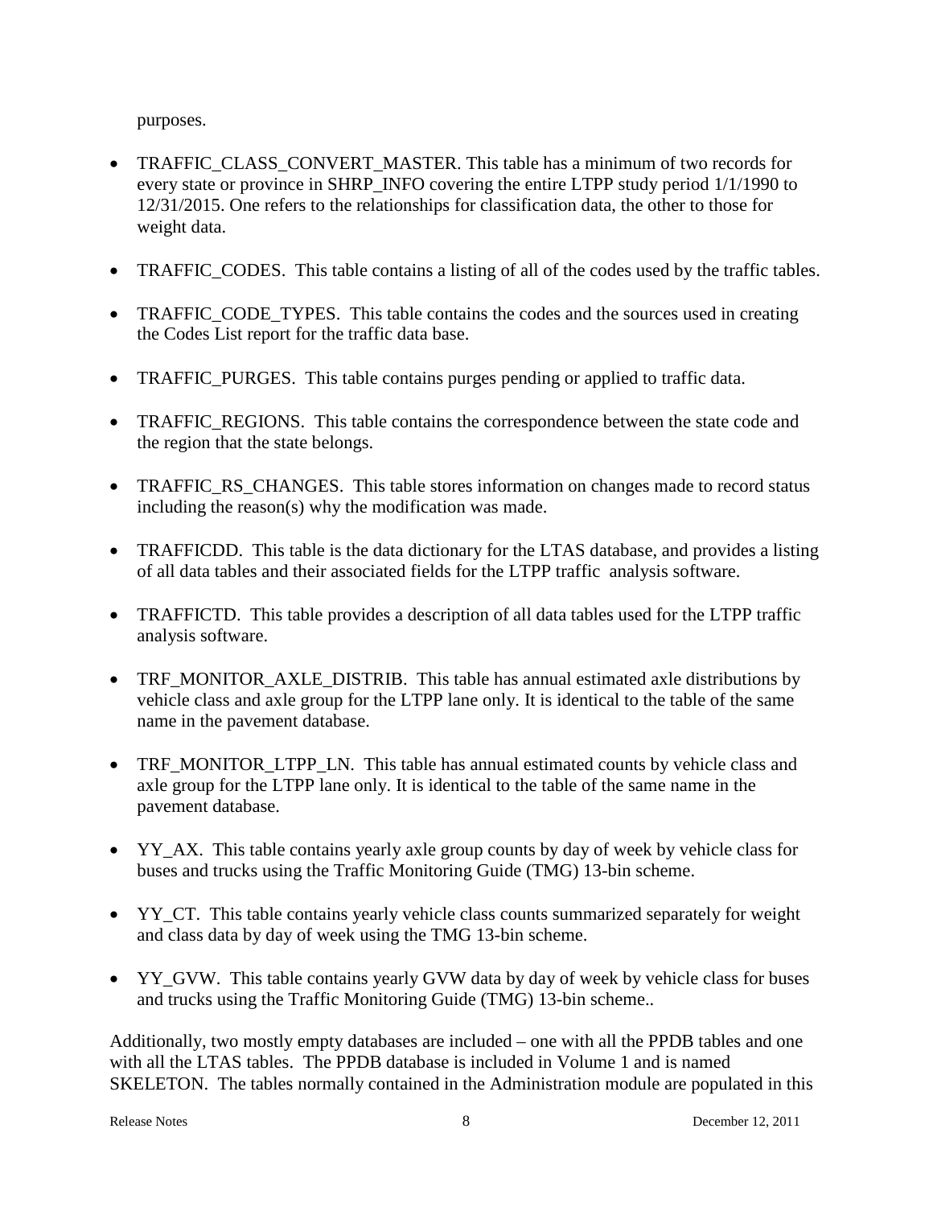purposes.

- TRAFFIC_CLASS_CONVERT_MASTER. This table has a minimum of two records for every state or province in SHRP_INFO covering the entire LTPP study period 1/1/1990 to 12/31/2015. One refers to the relationships for classification data, the other to those for weight data.

- TRAFFIC_CODES. This table contains a listing of all of the codes used by the traffic tables.

- TRAFFIC_CODE_TYPES. This table contains the codes and the sources used in creating the Codes List report for the traffic data base.

- TRAFFIC_PURGES. This table contains purges pending or applied to traffic data.

- TRAFFIC_REGIONS. This table contains the correspondence between the state code and the region that the state belongs.

- TRAFFIC_RS_CHANGES. This table stores information on changes made to record status including the reason(s) why the modification was made.

- TRAFFICDD. This table is the data dictionary for the LTAS database, and provides a listing of all data tables and their associated fields for the LTPP traffic analysis software.

- TRAFFICTD. This table provides a description of all data tables used for the LTPP traffic analysis software.

- TRF_MONITOR_AXLE_DISTRIB. This table has annual estimated axle distributions by vehicle class and axle group for the LTPP lane only. It is identical to the table of the same name in the pavement database.

- TRF_MONITOR_LTPP_LN. This table has annual estimated counts by vehicle class and axle group for the LTPP lane only. It is identical to the table of the same name in the pavement database.

- YY_AX. This table contains yearly axle group counts by day of week by vehicle class for buses and trucks using the Traffic Monitoring Guide (TMG) 13-bin scheme.

- YY_CT. This table contains yearly vehicle class counts summarized separately for weight and class data by day of week using the TMG 13-bin scheme.

- YY_GVW. This table contains yearly GVW data by day of week by vehicle class for buses and trucks using the Traffic Monitoring Guide (TMG) 13-bin scheme..

Additionally, two mostly empty databases are included – one with all the PPDB tables and one with all the LTAS tables. The PPDB database is included in Volume 1 and is named SKELETON. The tables normally contained in the Administration module are populated in this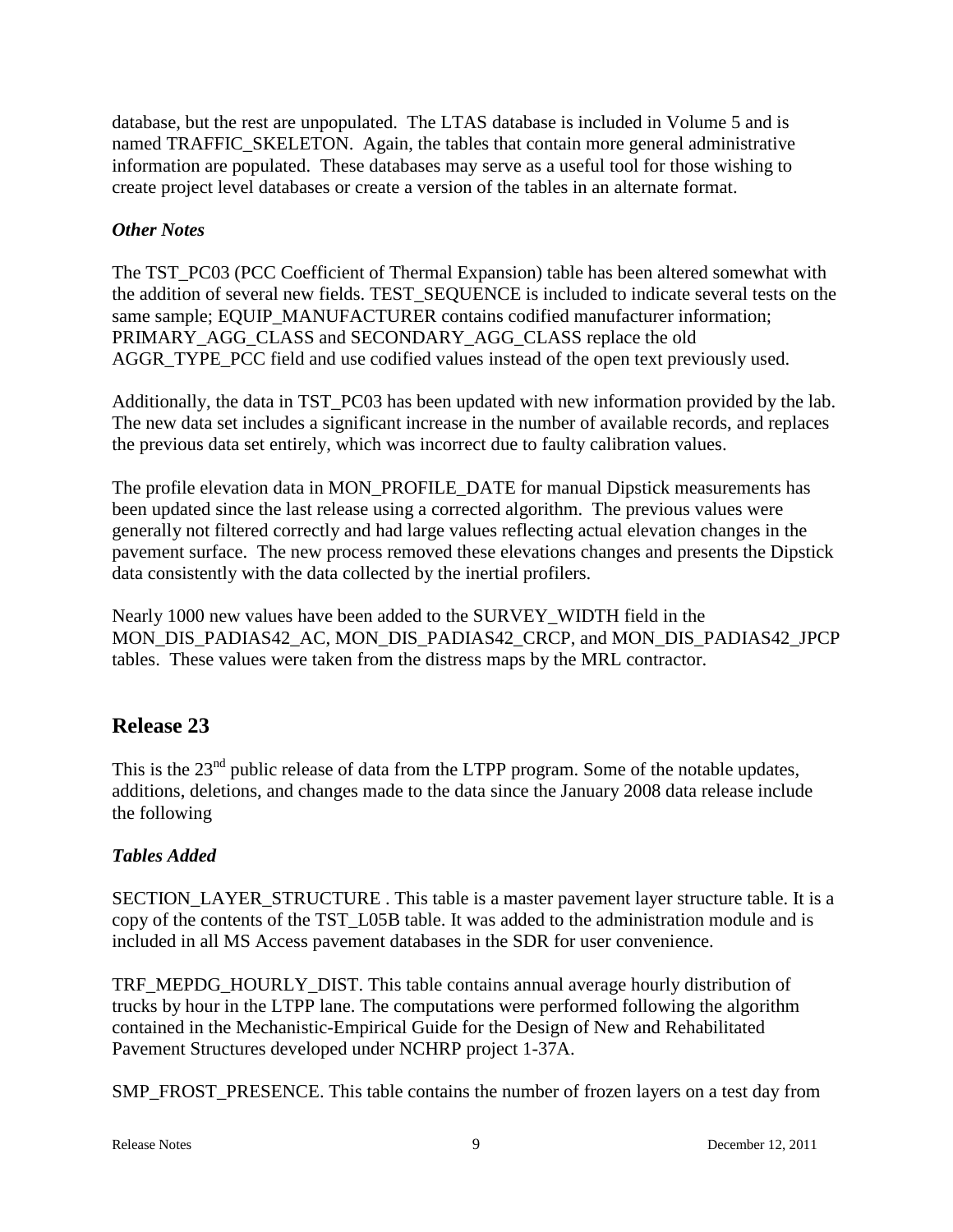database, but the rest are unpopulated. The LTAS database is included in Volume 5 and is named TRAFFIC_SKELETON. Again, the tables that contain more general administrative information are populated. These databases may serve as a useful tool for those wishing to create project level databases or create a version of the tables in an alternate format.

### *Other Notes*

The TST_PC03 (PCC Coefficient of Thermal Expansion) table has been altered somewhat with the addition of several new fields. TEST_SEQUENCE is included to indicate several tests on the same sample; EQUIP_MANUFACTURER contains codified manufacturer information; PRIMARY_AGG_CLASS and SECONDARY_AGG_CLASS replace the old AGGR_TYPE_PCC field and use codified values instead of the open text previously used.

Additionally, the data in TST_PC03 has been updated with new information provided by the lab. The new data set includes a significant increase in the number of available records, and replaces the previous data set entirely, which was incorrect due to faulty calibration values.

The profile elevation data in MON_PROFILE_DATE for manual Dipstick measurements has been updated since the last release using a corrected algorithm. The previous values were generally not filtered correctly and had large values reflecting actual elevation changes in the pavement surface. The new process removed these elevations changes and presents the Dipstick data consistently with the data collected by the inertial profilers.

Nearly 1000 new values have been added to the SURVEY_WIDTH field in the MON_DIS_PADIAS42_AC, MON_DIS_PADIAS42_CRCP, and MON_DIS_PADIAS42_JPCP tables. These values were taken from the distress maps by the MRL contractor.

## Release 23

This is the 23rd public release of data from the LTPP program. Some of the notable updates, additions, deletions, and changes made to the data since the January 2008 data release include the following

### *Tables Added*

SECTION_LAYER_STRUCTURE . This table is a master pavement layer structure table. It is a copy of the contents of the TST_L05B table. It was added to the administration module and is included in all MS Access pavement databases in the SDR for user convenience.

TRF_MEPDG_HOURLY_DIST. This table contains annual average hourly distribution of trucks by hour in the LTPP lane. The computations were performed following the algorithm contained in the Mechanistic-Empirical Guide for the Design of New and Rehabilitated Pavement Structures developed under NCHRP project 1-37A.

SMP_FROST_PRESENCE. This table contains the number of frozen layers on a test day from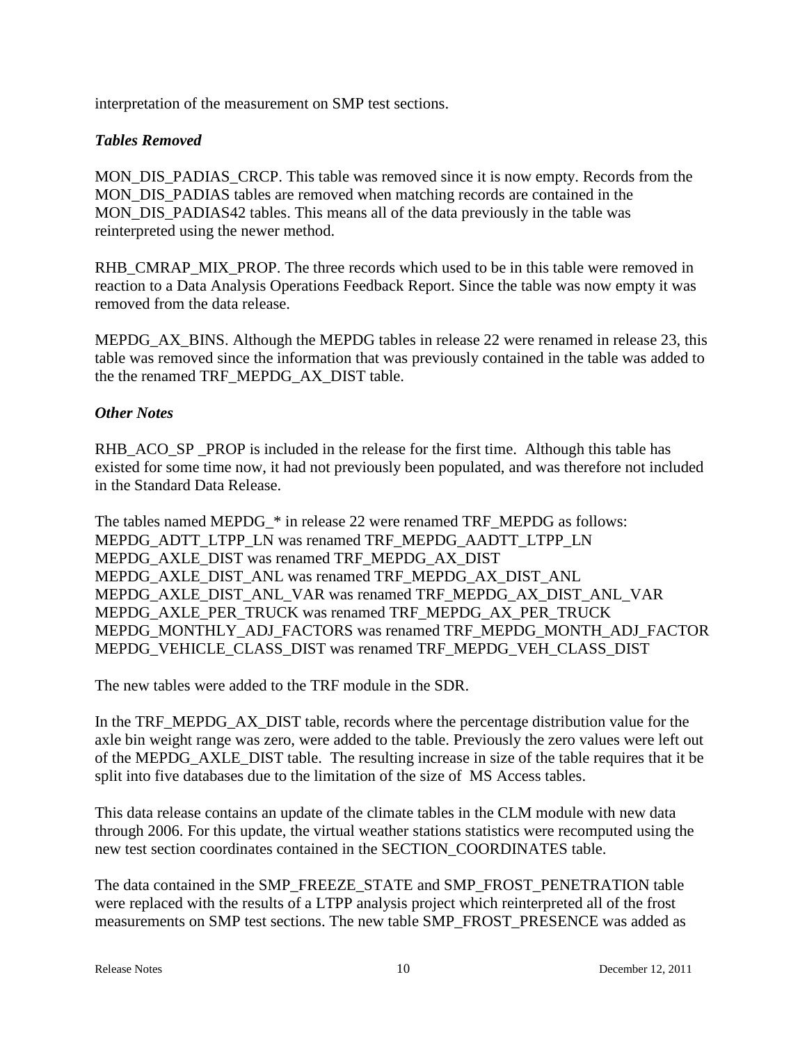interpretation of the measurement on SMP test sections.

### *Tables Removed*

MON_DIS_PADIAS_CRCP. This table was removed since it is now empty. Records from the MON_DIS_PADIAS tables are removed when matching records are contained in the MON_DIS_PADIAS42 tables. This means all of the data previously in the table was reinterpreted using the newer method.

RHB_CMRAP_MIX_PROP. The three records which used to be in this table were removed in reaction to a Data Analysis Operations Feedback Report. Since the table was now empty it was removed from the data release.

MEPDG_AX_BINS. Although the MEPDG tables in release 22 were renamed in release 23, this table was removed since the information that was previously contained in the table was added to the the renamed TRF_MEPDG_AX_DIST table.

### *Other Notes*

RHB_ACO_SP _PROP is included in the release for the first time. Although this table has existed for some time now, it had not previously been populated, and was therefore not included in the Standard Data Release.

The tables named MEPDG_* in release 22 were renamed TRF_MEPDG as follows:
MEPDG_ADTT_LTPP_LN was renamed TRF_MEPDG_AADTT_LTPP_LN
MEPDG_AXLE_DIST was renamed TRF_MEPDG_AX_DIST
MEPDG_AXLE_DIST_ANL was renamed TRF_MEPDG_AX_DIST_ANL
MEPDG_AXLE_DIST_ANL_VAR was renamed TRF_MEPDG_AX_DIST_ANL_VAR
MEPDG_AXLE_PER_TRUCK was renamed TRF_MEPDG_AX_PER_TRUCK
MEPDG_MONTHLY_ADJ_FACTORS was renamed TRF_MEPDG_MONTH_ADJ_FACTOR
MEPDG_VEHICLE_CLASS_DIST was renamed TRF_MEPDG_VEH_CLASS_DIST

The new tables were added to the TRF module in the SDR.

In the TRF_MEPDG_AX_DIST table, records where the percentage distribution value for the axle bin weight range was zero, were added to the table. Previously the zero values were left out of the MEPDG_AXLE_DIST table. The resulting increase in size of the table requires that it be split into five databases due to the limitation of the size of MS Access tables.

This data release contains an update of the climate tables in the CLM module with new data through 2006. For this update, the virtual weather stations statistics were recomputed using the new test section coordinates contained in the SECTION_COORDINATES table.

The data contained in the SMP_FREEZE_STATE and SMP_FROST_PENETRATION table were replaced with the results of a LTPP analysis project which reinterpreted all of the frost measurements on SMP test sections. The new table SMP_FROST_PRESENCE was added as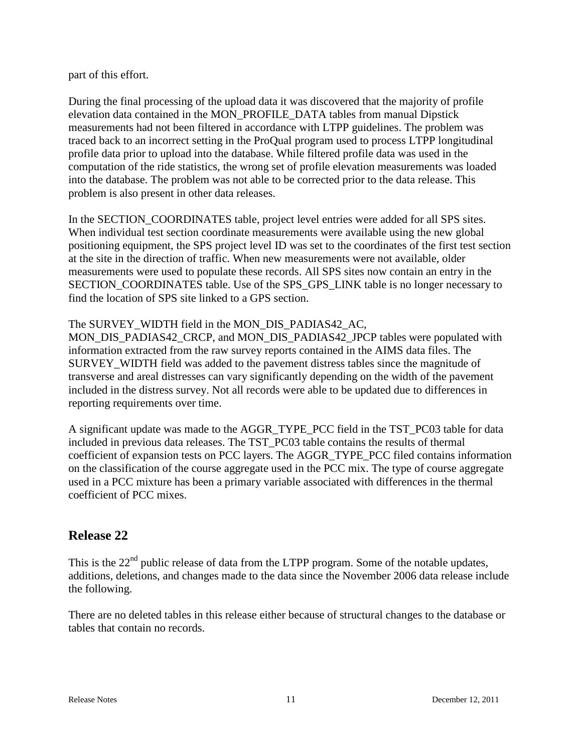part of this effort.

During the final processing of the upload data it was discovered that the majority of profile elevation data contained in the MON_PROFILE_DATA tables from manual Dipstick measurements had not been filtered in accordance with LTPP guidelines. The problem was traced back to an incorrect setting in the ProQual program used to process LTPP longitudinal profile data prior to upload into the database. While filtered profile data was used in the computation of the ride statistics, the wrong set of profile elevation measurements was loaded into the database. The problem was not able to be corrected prior to the data release. This problem is also present in other data releases.

In the SECTION_COORDINATES table, project level entries were added for all SPS sites. When individual test section coordinate measurements were available using the new global positioning equipment, the SPS project level ID was set to the coordinates of the first test section at the site in the direction of traffic. When new measurements were not available, older measurements were used to populate these records. All SPS sites now contain an entry in the SECTION_COORDINATES table. Use of the SPS_GPS_LINK table is no longer necessary to find the location of SPS site linked to a GPS section.

The SURVEY_WIDTH field in the MON_DIS_PADIAS42_AC, MON_DIS_PADIAS42_CRCP, and MON_DIS_PADIAS42_JPCP tables were populated with information extracted from the raw survey reports contained in the AIMS data files. The SURVEY_WIDTH field was added to the pavement distress tables since the magnitude of transverse and areal distresses can vary significantly depending on the width of the pavement included in the distress survey. Not all records were able to be updated due to differences in reporting requirements over time.

A significant update was made to the AGGR_TYPE_PCC field in the TST_PC03 table for data included in previous data releases. The TST_PC03 table contains the results of thermal coefficient of expansion tests on PCC layers. The AGGR_TYPE_PCC filed contains information on the classification of the course aggregate used in the PCC mix. The type of course aggregate used in a PCC mixture has been a primary variable associated with differences in the thermal coefficient of PCC mixes.

## Release 22

This is the 22nd public release of data from the LTPP program. Some of the notable updates, additions, deletions, and changes made to the data since the November 2006 data release include the following.

There are no deleted tables in this release either because of structural changes to the database or tables that contain no records.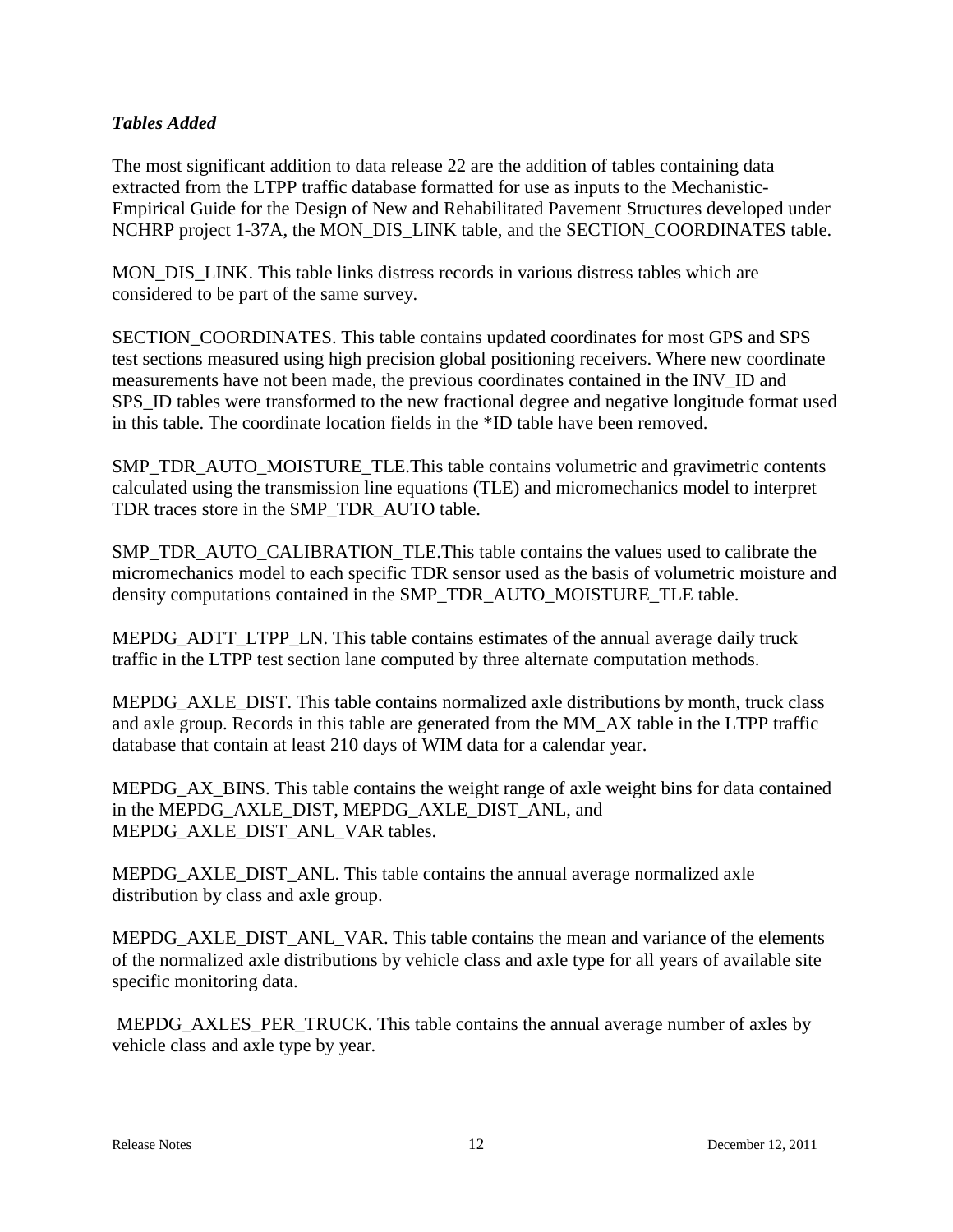***Tables Added***

The most significant addition to data release 22 are the addition of tables containing data extracted from the LTPP traffic database formatted for use as inputs to the Mechanistic-Empirical Guide for the Design of New and Rehabilitated Pavement Structures developed under NCHRP project 1-37A, the MON_DIS_LINK table, and the SECTION_COORDINATES table.

MON_DIS_LINK. This table links distress records in various distress tables which are considered to be part of the same survey.

SECTION_COORDINATES. This table contains updated coordinates for most GPS and SPS test sections measured using high precision global positioning receivers. Where new coordinate measurements have not been made, the previous coordinates contained in the INV_ID and SPS_ID tables were transformed to the new fractional degree and negative longitude format used in this table. The coordinate location fields in the *ID table have been removed.

SMP_TDR_AUTO_MOISTURE_TLE.This table contains volumetric and gravimetric contents calculated using the transmission line equations (TLE) and micromechanics model to interpret TDR traces store in the SMP_TDR_AUTO table.

SMP_TDR_AUTO_CALIBRATION_TLE.This table contains the values used to calibrate the micromechanics model to each specific TDR sensor used as the basis of volumetric moisture and density computations contained in the SMP_TDR_AUTO_MOISTURE_TLE table.

MEPDG_ADTT_LTPP_LN. This table contains estimates of the annual average daily truck traffic in the LTPP test section lane computed by three alternate computation methods.

MEPDG_AXLE_DIST. This table contains normalized axle distributions by month, truck class and axle group. Records in this table are generated from the MM_AX table in the LTPP traffic database that contain at least 210 days of WIM data for a calendar year.

MEPDG_AX_BINS. This table contains the weight range of axle weight bins for data contained in the MEPDG_AXLE_DIST, MEPDG_AXLE_DIST_ANL, and MEPDG_AXLE_DIST_ANL_VAR tables.

MEPDG_AXLE_DIST_ANL. This table contains the annual average normalized axle distribution by class and axle group.

MEPDG_AXLE_DIST_ANL_VAR. This table contains the mean and variance of the elements of the normalized axle distributions by vehicle class and axle type for all years of available site specific monitoring data.

MEPDG_AXLES_PER_TRUCK. This table contains the annual average number of axles by vehicle class and axle type by year.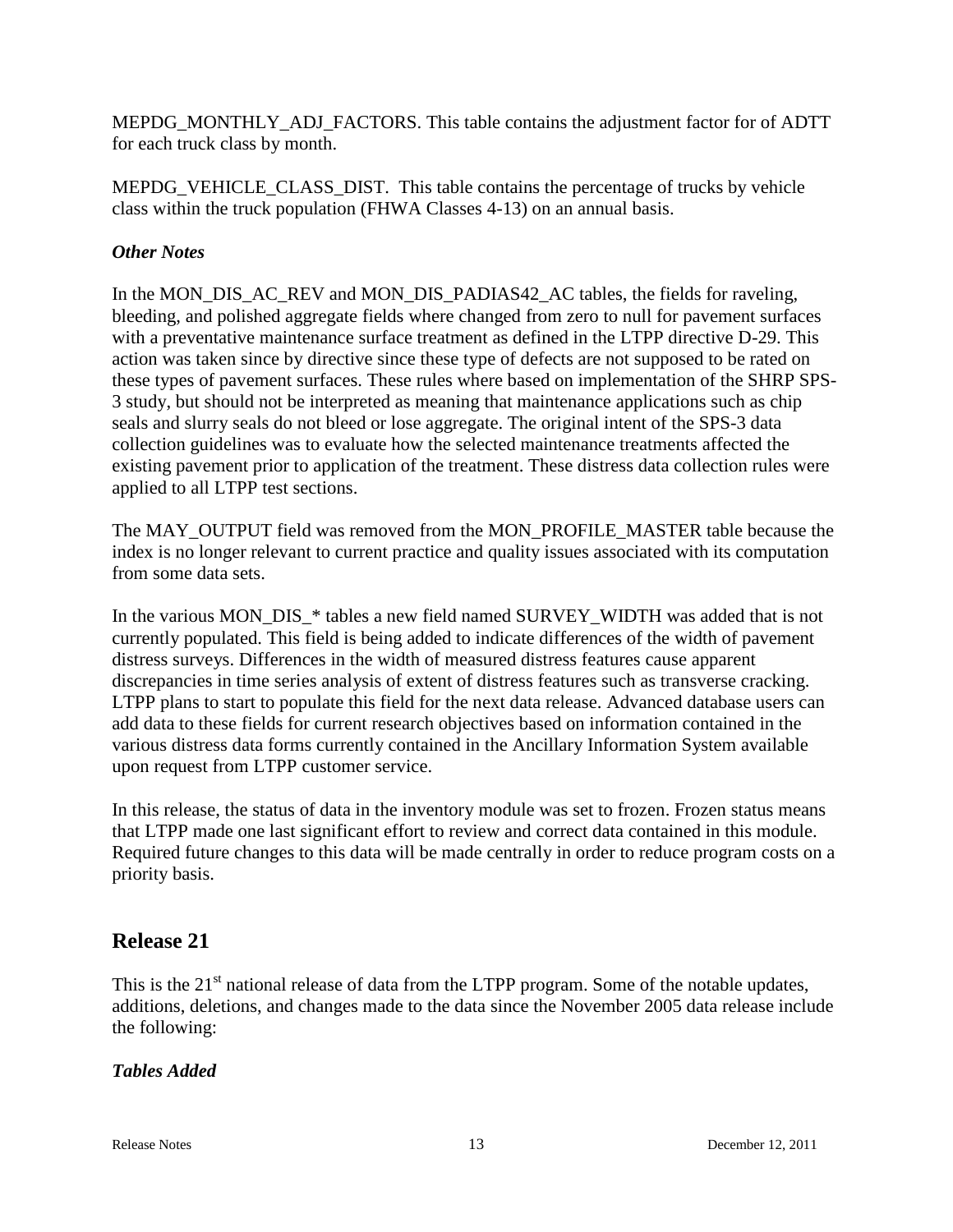MEPDG_MONTHLY_ADJ_FACTORS. This table contains the adjustment factor for of ADTT for each truck class by month.

MEPDG_VEHICLE_CLASS_DIST. This table contains the percentage of trucks by vehicle class within the truck population (FHWA Classes 4-13) on an annual basis.

### *Other Notes*

In the MON_DIS_AC_REV and MON_DIS_PADIAS42_AC tables, the fields for raveling, bleeding, and polished aggregate fields where changed from zero to null for pavement surfaces with a preventative maintenance surface treatment as defined in the LTPP directive D-29. This action was taken since by directive since these type of defects are not supposed to be rated on these types of pavement surfaces. These rules where based on implementation of the SHRP SPS-3 study, but should not be interpreted as meaning that maintenance applications such as chip seals and slurry seals do not bleed or lose aggregate. The original intent of the SPS-3 data collection guidelines was to evaluate how the selected maintenance treatments affected the existing pavement prior to application of the treatment. These distress data collection rules were applied to all LTPP test sections.

The MAY_OUTPUT field was removed from the MON_PROFILE_MASTER table because the index is no longer relevant to current practice and quality issues associated with its computation from some data sets.

In the various MON_DIS_* tables a new field named SURVEY_WIDTH was added that is not currently populated. This field is being added to indicate differences of the width of pavement distress surveys. Differences in the width of measured distress features cause apparent discrepancies in time series analysis of extent of distress features such as transverse cracking. LTPP plans to start to populate this field for the next data release. Advanced database users can add data to these fields for current research objectives based on information contained in the various distress data forms currently contained in the Ancillary Information System available upon request from LTPP customer service.

In this release, the status of data in the inventory module was set to frozen. Frozen status means that LTPP made one last significant effort to review and correct data contained in this module. Required future changes to this data will be made centrally in order to reduce program costs on a priority basis.

## Release 21

This is the 21st national release of data from the LTPP program. Some of the notable updates, additions, deletions, and changes made to the data since the November 2005 data release include the following:

### *Tables Added*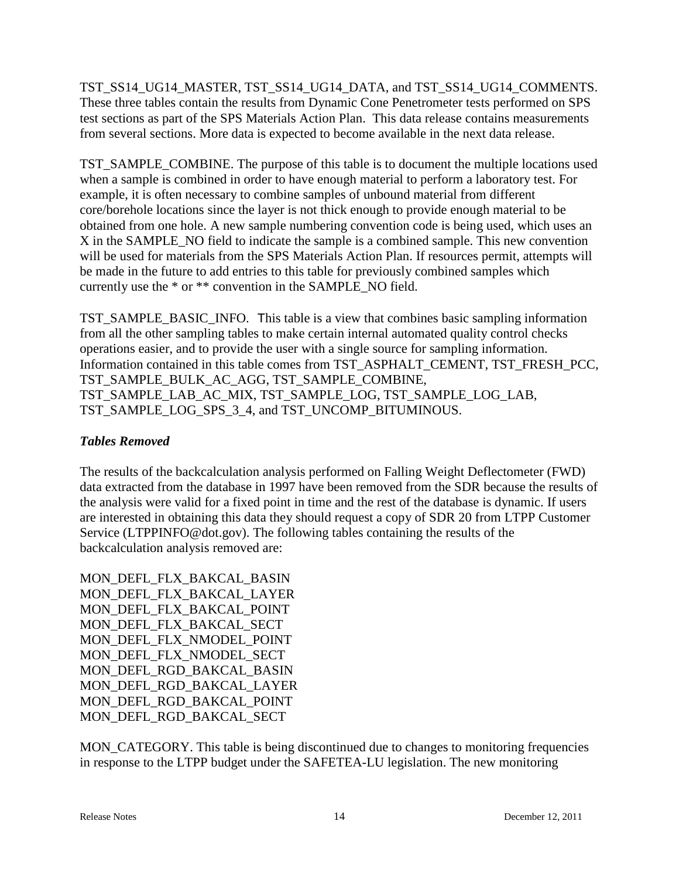TST_SS14_UG14_MASTER, TST_SS14_UG14_DATA, and TST_SS14_UG14_COMMENTS. These three tables contain the results from Dynamic Cone Penetrometer tests performed on SPS test sections as part of the SPS Materials Action Plan. This data release contains measurements from several sections. More data is expected to become available in the next data release.

TST_SAMPLE_COMBINE. The purpose of this table is to document the multiple locations used when a sample is combined in order to have enough material to perform a laboratory test. For example, it is often necessary to combine samples of unbound material from different core/borehole locations since the layer is not thick enough to provide enough material to be obtained from one hole. A new sample numbering convention code is being used, which uses an X in the SAMPLE_NO field to indicate the sample is a combined sample. This new convention will be used for materials from the SPS Materials Action Plan. If resources permit, attempts will be made in the future to add entries to this table for previously combined samples which currently use the * or ** convention in the SAMPLE_NO field.

TST_SAMPLE_BASIC_INFO. This table is a view that combines basic sampling information from all the other sampling tables to make certain internal automated quality control checks operations easier, and to provide the user with a single source for sampling information. Information contained in this table comes from TST_ASPHALT_CEMENT, TST_FRESH_PCC, TST_SAMPLE_BULK_AC_AGG, TST_SAMPLE_COMBINE, TST_SAMPLE_LAB_AC_MIX, TST_SAMPLE_LOG, TST_SAMPLE_LOG_LAB, TST_SAMPLE_LOG_SPS_3_4, and TST_UNCOMP_BITUMINOUS.

### *Tables Removed*

The results of the backcalculation analysis performed on Falling Weight Deflectometer (FWD) data extracted from the database in 1997 have been removed from the SDR because the results of the analysis were valid for a fixed point in time and the rest of the database is dynamic. If users are interested in obtaining this data they should request a copy of SDR 20 from LTPP Customer Service (LTPPINFO@dot.gov). The following tables containing the results of the backcalculation analysis removed are:

MON_DEFL_FLX_BAKCAL_BASIN
MON_DEFL_FLX_BAKCAL_LAYER
MON_DEFL_FLX_BAKCAL_POINT
MON_DEFL_FLX_BAKCAL_SECT
MON_DEFL_FLX_NMODEL_POINT
MON_DEFL_FLX_NMODEL_SECT
MON_DEFL_RGD_BAKCAL_BASIN
MON_DEFL_RGD_BAKCAL_LAYER
MON_DEFL_RGD_BAKCAL_POINT
MON_DEFL_RGD_BAKCAL_SECT

MON_CATEGORY. This table is being discontinued due to changes to monitoring frequencies in response to the LTPP budget under the SAFETEA-LU legislation. The new monitoring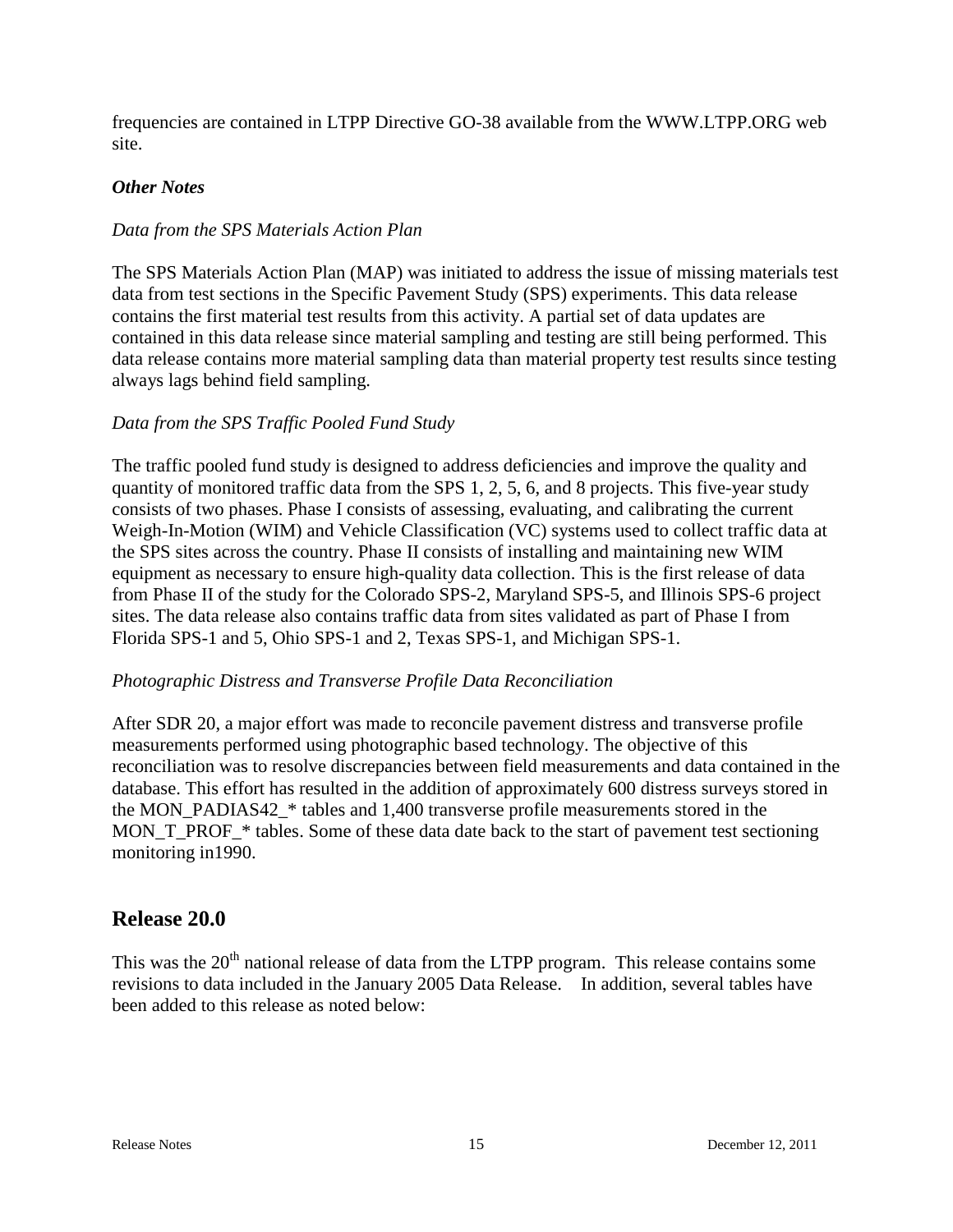frequencies are contained in LTPP Directive GO-38 available from the WWW.LTPP.ORG web site.

***Other Notes***

*Data from the SPS Materials Action Plan*

The SPS Materials Action Plan (MAP) was initiated to address the issue of missing materials test data from test sections in the Specific Pavement Study (SPS) experiments. This data release contains the first material test results from this activity. A partial set of data updates are contained in this data release since material sampling and testing are still being performed. This data release contains more material sampling data than material property test results since testing always lags behind field sampling.

*Data from the SPS Traffic Pooled Fund Study*

The traffic pooled fund study is designed to address deficiencies and improve the quality and quantity of monitored traffic data from the SPS 1, 2, 5, 6, and 8 projects. This five-year study consists of two phases. Phase I consists of assessing, evaluating, and calibrating the current Weigh-In-Motion (WIM) and Vehicle Classification (VC) systems used to collect traffic data at the SPS sites across the country. Phase II consists of installing and maintaining new WIM equipment as necessary to ensure high-quality data collection. This is the first release of data from Phase II of the study for the Colorado SPS-2, Maryland SPS-5, and Illinois SPS-6 project sites. The data release also contains traffic data from sites validated as part of Phase I from Florida SPS-1 and 5, Ohio SPS-1 and 2, Texas SPS-1, and Michigan SPS-1.

*Photographic Distress and Transverse Profile Data Reconciliation*

After SDR 20, a major effort was made to reconcile pavement distress and transverse profile measurements performed using photographic based technology. The objective of this reconciliation was to resolve discrepancies between field measurements and data contained in the database. This effort has resulted in the addition of approximately 600 distress surveys stored in the MON_PADIAS42_* tables and 1,400 transverse profile measurements stored in the MON_T_PROF_* tables. Some of these data date back to the start of pavement test sectioning monitoring in1990.

## Release 20.0

This was the 20th national release of data from the LTPP program. This release contains some revisions to data included in the January 2005 Data Release. In addition, several tables have been added to this release as noted below: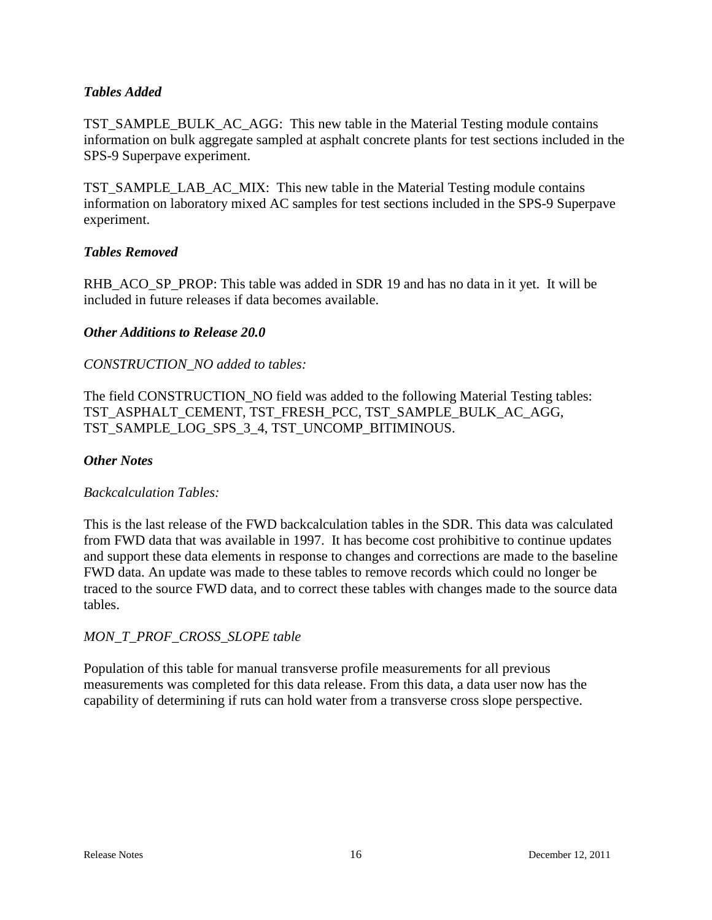*Tables Added*

TST_SAMPLE_BULK_AC_AGG: This new table in the Material Testing module contains information on bulk aggregate sampled at asphalt concrete plants for test sections included in the SPS-9 Superpave experiment.

TST_SAMPLE_LAB_AC_MIX: This new table in the Material Testing module contains information on laboratory mixed AC samples for test sections included in the SPS-9 Superpave experiment.

*Tables Removed*

RHB_ACO_SP_PROP: This table was added in SDR 19 and has no data in it yet. It will be included in future releases if data becomes available.

*Other Additions to Release 20.0*

*CONSTRUCTION_NO added to tables:*

The field CONSTRUCTION_NO field was added to the following Material Testing tables: TST_ASPHALT_CEMENT, TST_FRESH_PCC, TST_SAMPLE_BULK_AC_AGG, TST_SAMPLE_LOG_SPS_3_4, TST_UNCOMP_BITIMINOUS.

*Other Notes*

*Backcalculation Tables:*

This is the last release of the FWD backcalculation tables in the SDR. This data was calculated from FWD data that was available in 1997. It has become cost prohibitive to continue updates and support these data elements in response to changes and corrections are made to the baseline FWD data. An update was made to these tables to remove records which could no longer be traced to the source FWD data, and to correct these tables with changes made to the source data tables.

*MON_T_PROF_CROSS_SLOPE table*

Population of this table for manual transverse profile measurements for all previous measurements was completed for this data release. From this data, a data user now has the capability of determining if ruts can hold water from a transverse cross slope perspective.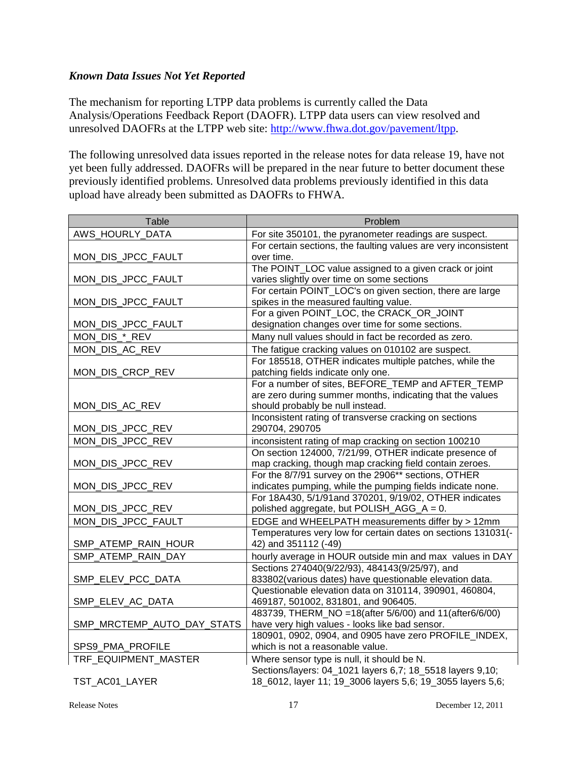### *Known Data Issues Not Yet Reported*

The mechanism for reporting LTPP data problems is currently called the Data Analysis/Operations Feedback Report (DAOFR). LTPP data users can view resolved and unresolved DAOFRs at the LTPP web site: http://www.fhwa.dot.gov/pavement/ltpp.

The following unresolved data issues reported in the release notes for data release 19, have not yet been fully addressed. DAOFRs will be prepared in the near future to better document these previously identified problems. Unresolved data problems previously identified in this data upload have already been submitted as DAOFRs to FHWA.

| Table | Problem |
| --- | --- |
| AWS_HOURLY_DATA | For site 350101, the pyranometer readings are suspect. |
| MON_DIS_JPCC_FAULT | For certain sections, the faulting values are very inconsistent over time. |
| MON_DIS_JPCC_FAULT | The POINT_LOC value assigned to a given crack or joint varies slightly over time on some sections |
| MON_DIS_JPCC_FAULT | For certain POINT_LOC's on given section, there are large spikes in the measured faulting value. |
| MON_DIS_JPCC_FAULT | For a given POINT_LOC, the CRACK_OR_JOINT designation changes over time for some sections. |
| MON_DIS_*_REV | Many null values should in fact be recorded as zero. |
| MON_DIS_AC_REV | The fatigue cracking values on 010102 are suspect. |
| MON_DIS_CRCP_REV | For 185518, OTHER indicates multiple patches, while the patching fields indicate only one. |
| MON_DIS_AC_REV | For a number of sites, BEFORE_TEMP and AFTER_TEMP are zero during summer months, indicating that the values should probably be null instead. |
| MON_DIS_JPCC_REV | Inconsistent rating of transverse cracking on sections 290704, 290705 |
| MON_DIS_JPCC_REV | inconsistent rating of map cracking on section 100210 |
| MON_DIS_JPCC_REV | On section 124000, 7/21/99, OTHER indicate presence of map cracking, though map cracking field contain zeroes. |
| MON_DIS_JPCC_REV | For the 8/7/91 survey on the 2906** sections, OTHER indicates pumping, while the pumping fields indicate none. |
| MON_DIS_JPCC_REV | For 18A430, 5/1/91and 370201, 9/19/02, OTHER indicates polished aggregate, but POLISH_AGG_A = 0. |
| MON_DIS_JPCC_FAULT | EDGE and WHEELPATH measurements differ by > 12mm |
| SMP_ATEMP_RAIN_HOUR | Temperatures very low for certain dates on sections 131031(-42) and 351112 (-49) |
| SMP_ATEMP_RAIN_DAY | hourly average in HOUR outside min and max values in DAY |
| SMP_ELEV_PCC_DATA | Sections 274040(9/22/93), 484143(9/25/97), and 833802(various dates) have questionable elevation data. |
| SMP_ELEV_AC_DATA | Questionable elevation data on 310114, 390901, 460804, 469187, 501002, 831801, and 906405. |
| SMP_MRCTEMP_AUTO_DAY_STATS | 483739, THERM_NO =18(after 5/6/00) and 11(after6/6/00) have very high values - looks like bad sensor. |
| SPS9_PMA_PROFILE | 180901, 0902, 0904, and 0905 have zero PROFILE_INDEX, which is not a reasonable value. |
| TRF_EQUIPMENT_MASTER | Where sensor type is null, it should be N. |
| TST_AC01_LAYER | Sections/layers: 04_1021 layers 6,7; 18_5518 layers 9,10; 18_6012, layer 11; 19_3006 layers 5,6; 19_3055 layers 5,6; |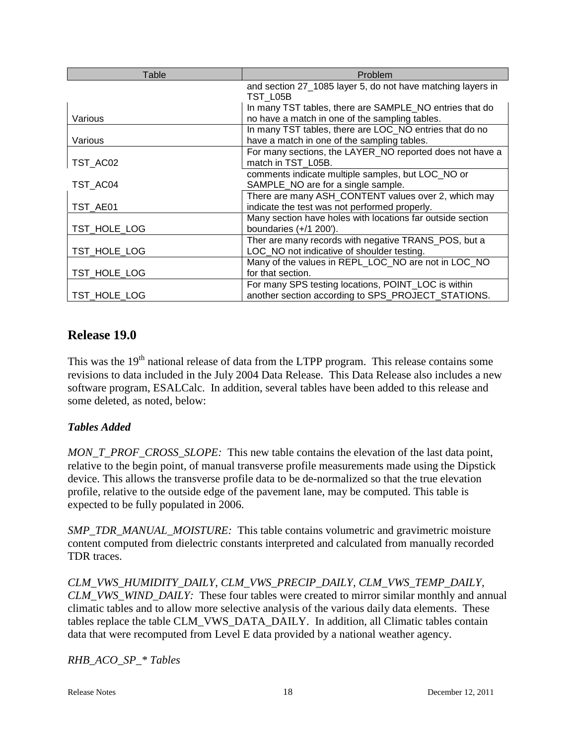| Table | Problem |
|---|---|
| | and section 27_1085 layer 5, do not have matching layers in TST_L05B |
| Various | In many TST tables, there are SAMPLE_NO entries that do no have a match in one of the sampling tables. |
| Various | In many TST tables, there are LOC_NO entries that do no have a match in one of the sampling tables. |
| TST_AC02 | For many sections, the LAYER_NO reported does not have a match in TST_L05B. |
| TST_AC04 | comments indicate multiple samples, but LOC_NO or SAMPLE_NO are for a single sample. |
| TST_AE01 | There are many ASH_CONTENT values over 2, which may indicate the test was not performed properly. |
| TST_HOLE_LOG | Many section have holes with locations far outside section boundaries (+/1 200'). |
| TST_HOLE_LOG | Ther are many records with negative TRANS_POS, but a LOC_NO not indicative of shoulder testing. |
| TST_HOLE_LOG | Many of the values in REPL_LOC_NO are not in LOC_NO for that section. |
| TST_HOLE_LOG | For many SPS testing locations, POINT_LOC is within another section according to SPS_PROJECT_STATIONS. |

## Release 19.0

This was the 19th national release of data from the LTPP program. This release contains some revisions to data included in the July 2004 Data Release. This Data Release also includes a new software program, ESALCalc. In addition, several tables have been added to this release and some deleted, as noted, below:

### *Tables Added*

*MON_T_PROF_CROSS_SLOPE:* This new table contains the elevation of the last data point, relative to the begin point, of manual transverse profile measurements made using the Dipstick device. This allows the transverse profile data to be de-normalized so that the true elevation profile, relative to the outside edge of the pavement lane, may be computed. This table is expected to be fully populated in 2006.

*SMP_TDR_MANUAL_MOISTURE:* This table contains volumetric and gravimetric moisture content computed from dielectric constants interpreted and calculated from manually recorded TDR traces.

*CLM_VWS_HUMIDITY_DAILY, CLM_VWS_PRECIP_DAILY, CLM_VWS_TEMP_DAILY, CLM_VWS_WIND_DAILY:* These four tables were created to mirror similar monthly and annual climatic tables and to allow more selective analysis of the various daily data elements. These tables replace the table CLM_VWS_DATA_DAILY. In addition, all Climatic tables contain data that were recomputed from Level E data provided by a national weather agency.

*RHB_ACO_SP_* Tables*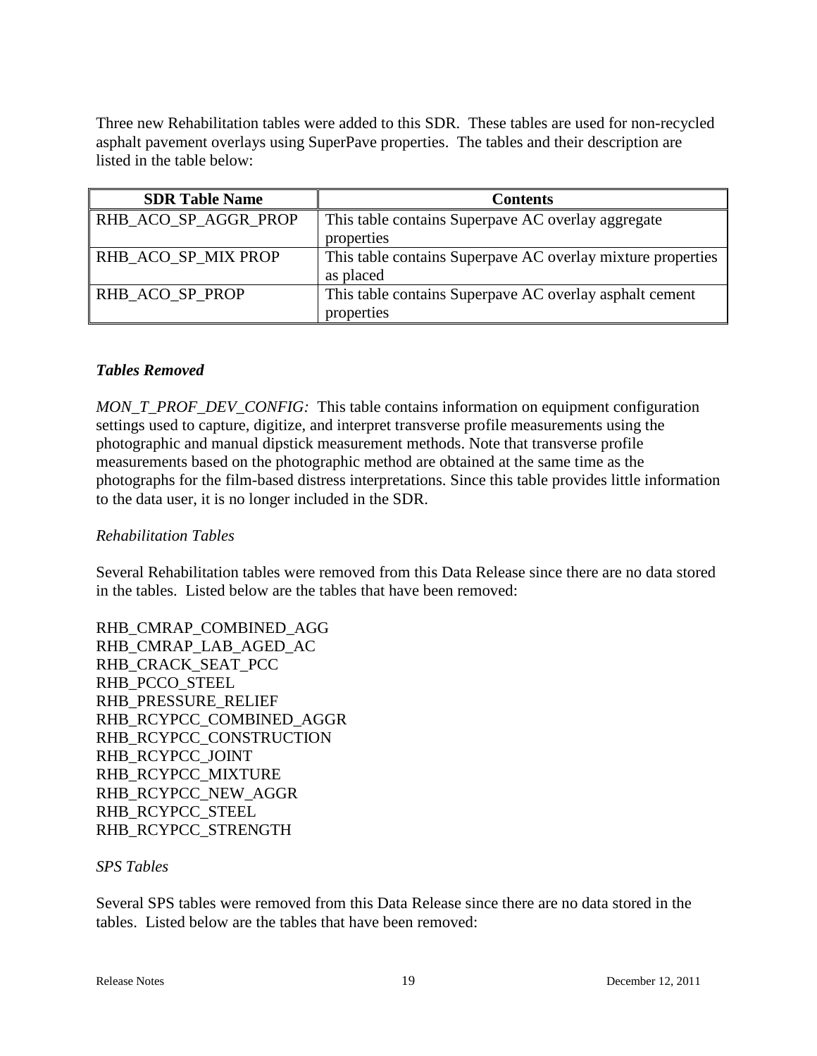Three new Rehabilitation tables were added to this SDR. These tables are used for non-recycled asphalt pavement overlays using SuperPave properties. The tables and their description are listed in the table below:

| SDR Table Name | Contents |
|---|---|
| RHB_ACO_SP_AGGR_PROP | This table contains Superpave AC overlay aggregate properties |
| RHB_ACO_SP_MIX PROP | This table contains Superpave AC overlay mixture properties as placed |
| RHB_ACO_SP_PROP | This table contains Superpave AC overlay asphalt cement properties |

***Tables Removed***

*MON_T_PROF_DEV_CONFIG:* This table contains information on equipment configuration settings used to capture, digitize, and interpret transverse profile measurements using the photographic and manual dipstick measurement methods. Note that transverse profile measurements based on the photographic method are obtained at the same time as the photographs for the film-based distress interpretations. Since this table provides little information to the data user, it is no longer included in the SDR.

*Rehabilitation Tables*

Several Rehabilitation tables were removed from this Data Release since there are no data stored in the tables. Listed below are the tables that have been removed:

RHB_CMRAP_COMBINED_AGG
RHB_CMRAP_LAB_AGED_AC
RHB_CRACK_SEAT_PCC
RHB_PCCO_STEEL
RHB_PRESSURE_RELIEF
RHB_RCYPCC_COMBINED_AGGR
RHB_RCYPCC_CONSTRUCTION
RHB_RCYPCC_JOINT
RHB_RCYPCC_MIXTURE
RHB_RCYPCC_NEW_AGGR
RHB_RCYPCC_STEEL
RHB_RCYPCC_STRENGTH

*SPS Tables*

Several SPS tables were removed from this Data Release since there are no data stored in the tables. Listed below are the tables that have been removed: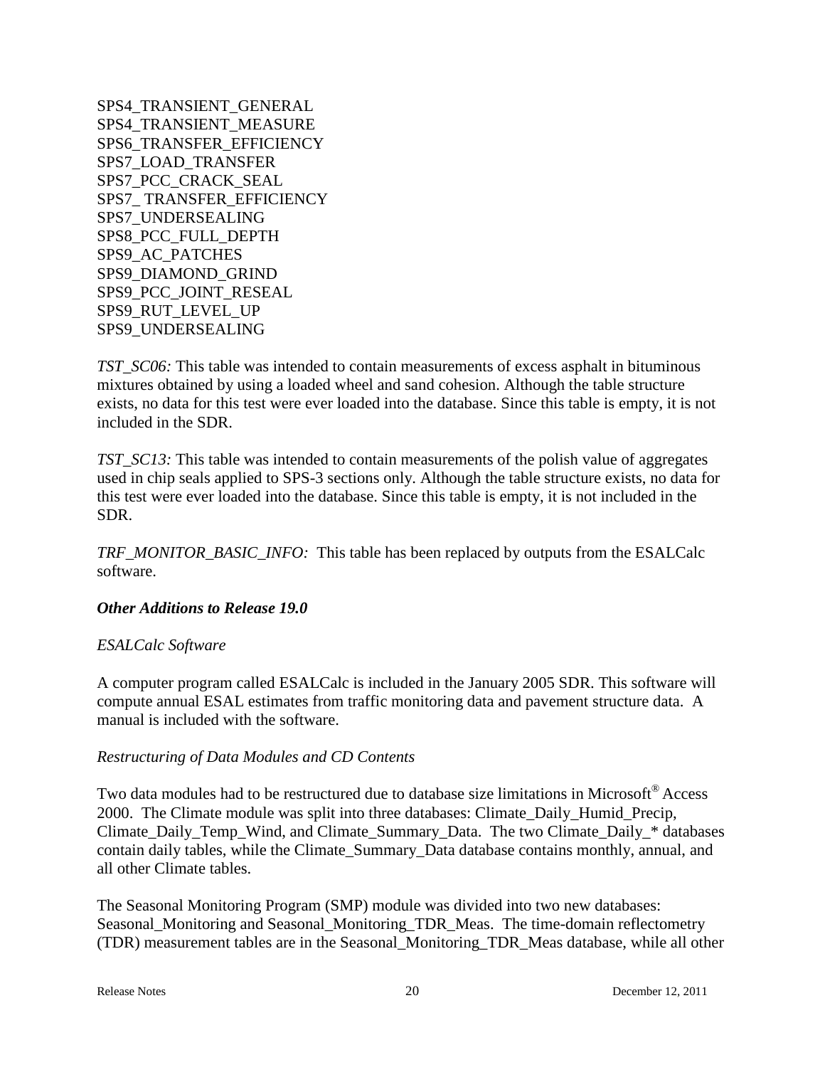SPS4_TRANSIENT_GENERAL
SPS4_TRANSIENT_MEASURE
SPS6_TRANSFER_EFFICIENCY
SPS7_LOAD_TRANSFER
SPS7_PCC_CRACK_SEAL
SPS7_ TRANSFER_EFFICIENCY
SPS7_UNDERSEALING
SPS8_PCC_FULL_DEPTH
SPS9_AC_PATCHES
SPS9_DIAMOND_GRIND
SPS9_PCC_JOINT_RESEAL
SPS9_RUT_LEVEL_UP
SPS9_UNDERSEALING

*TST_SC06:* This table was intended to contain measurements of excess asphalt in bituminous mixtures obtained by using a loaded wheel and sand cohesion. Although the table structure exists, no data for this test were ever loaded into the database. Since this table is empty, it is not included in the SDR.

*TST_SC13:* This table was intended to contain measurements of the polish value of aggregates used in chip seals applied to SPS-3 sections only. Although the table structure exists, no data for this test were ever loaded into the database. Since this table is empty, it is not included in the SDR.

*TRF_MONITOR_BASIC_INFO:* This table has been replaced by outputs from the ESALCalc software.

### *Other Additions to Release 19.0*

*ESALCalc Software*

A computer program called ESALCalc is included in the January 2005 SDR. This software will compute annual ESAL estimates from traffic monitoring data and pavement structure data. A manual is included with the software.

*Restructuring of Data Modules and CD Contents*

Two data modules had to be restructured due to database size limitations in Microsoft® Access 2000. The Climate module was split into three databases: Climate_Daily_Humid_Precip, Climate_Daily_Temp_Wind, and Climate_Summary_Data. The two Climate_Daily_* databases contain daily tables, while the Climate_Summary_Data database contains monthly, annual, and all other Climate tables.

The Seasonal Monitoring Program (SMP) module was divided into two new databases: Seasonal_Monitoring and Seasonal_Monitoring_TDR_Meas. The time-domain reflectometry (TDR) measurement tables are in the Seasonal_Monitoring_TDR_Meas database, while all other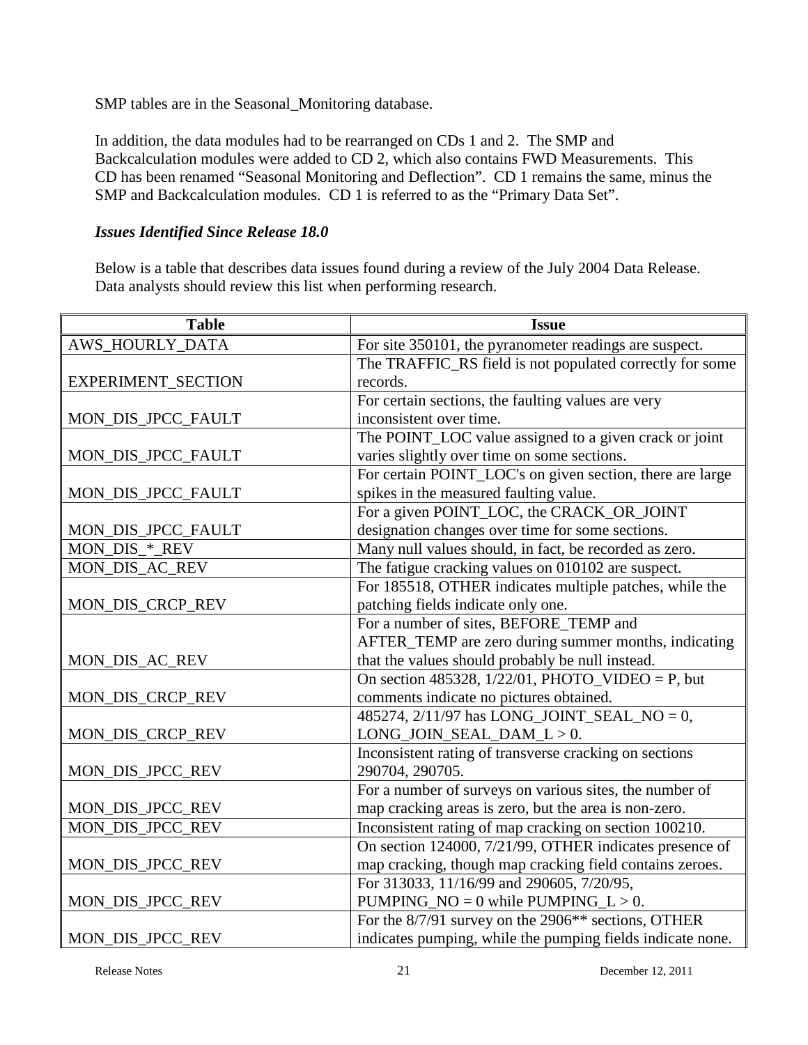SMP tables are in the Seasonal_Monitoring database.

In addition, the data modules had to be rearranged on CDs 1 and 2. The SMP and Backcalculation modules were added to CD 2, which also contains FWD Measurements. This CD has been renamed “Seasonal Monitoring and Deflection”. CD 1 remains the same, minus the SMP and Backcalculation modules. CD 1 is referred to as the “Primary Data Set”.

### *Issues Identified Since Release 18.0*

Below is a table that describes data issues found during a review of the July 2004 Data Release. Data analysts should review this list when performing research.

| Table | Issue |
|---|---|
| AWS_HOURLY_DATA | For site 350101, the pyranometer readings are suspect. |
| EXPERIMENT_SECTION | The TRAFFIC_RS field is not populated correctly for some records. |
| MON_DIS_JPCC_FAULT | For certain sections, the faulting values are very inconsistent over time. |
| MON_DIS_JPCC_FAULT | The POINT_LOC value assigned to a given crack or joint varies slightly over time on some sections. |
| MON_DIS_JPCC_FAULT | For certain POINT_LOC's on given section, there are large spikes in the measured faulting value. |
| MON_DIS_JPCC_FAULT | For a given POINT_LOC, the CRACK_OR_JOINT designation changes over time for some sections. |
| MON_DIS_*_REV | Many null values should, in fact, be recorded as zero. |
| MON_DIS_AC_REV | The fatigue cracking values on 010102 are suspect. |
| MON_DIS_CRCP_REV | For 185518, OTHER indicates multiple patches, while the patching fields indicate only one. |
| MON_DIS_AC_REV | For a number of sites, BEFORE_TEMP and AFTER_TEMP are zero during summer months, indicating that the values should probably be null instead. |
| MON_DIS_CRCP_REV | On section 485328, 1/22/01, PHOTO_VIDEO = P, but comments indicate no pictures obtained. |
| MON_DIS_CRCP_REV | 485274, 2/11/97 has LONG_JOINT_SEAL_NO = 0, LONG_JOIN_SEAL_DAM_L > 0. |
| MON_DIS_JPCC_REV | Inconsistent rating of transverse cracking on sections 290704, 290705. |
| MON_DIS_JPCC_REV | For a number of surveys on various sites, the number of map cracking areas is zero, but the area is non-zero. |
| MON_DIS_JPCC_REV | Inconsistent rating of map cracking on section 100210. |
| MON_DIS_JPCC_REV | On section 124000, 7/21/99, OTHER indicates presence of map cracking, though map cracking field contains zeroes. |
| MON_DIS_JPCC_REV | For 313033, 11/16/99 and 290605, 7/20/95, PUMPING_NO = 0 while PUMPING_L > 0. |
| MON_DIS_JPCC_REV | For the 8/7/91 survey on the 2906** sections, OTHER indicates pumping, while the pumping fields indicate none. |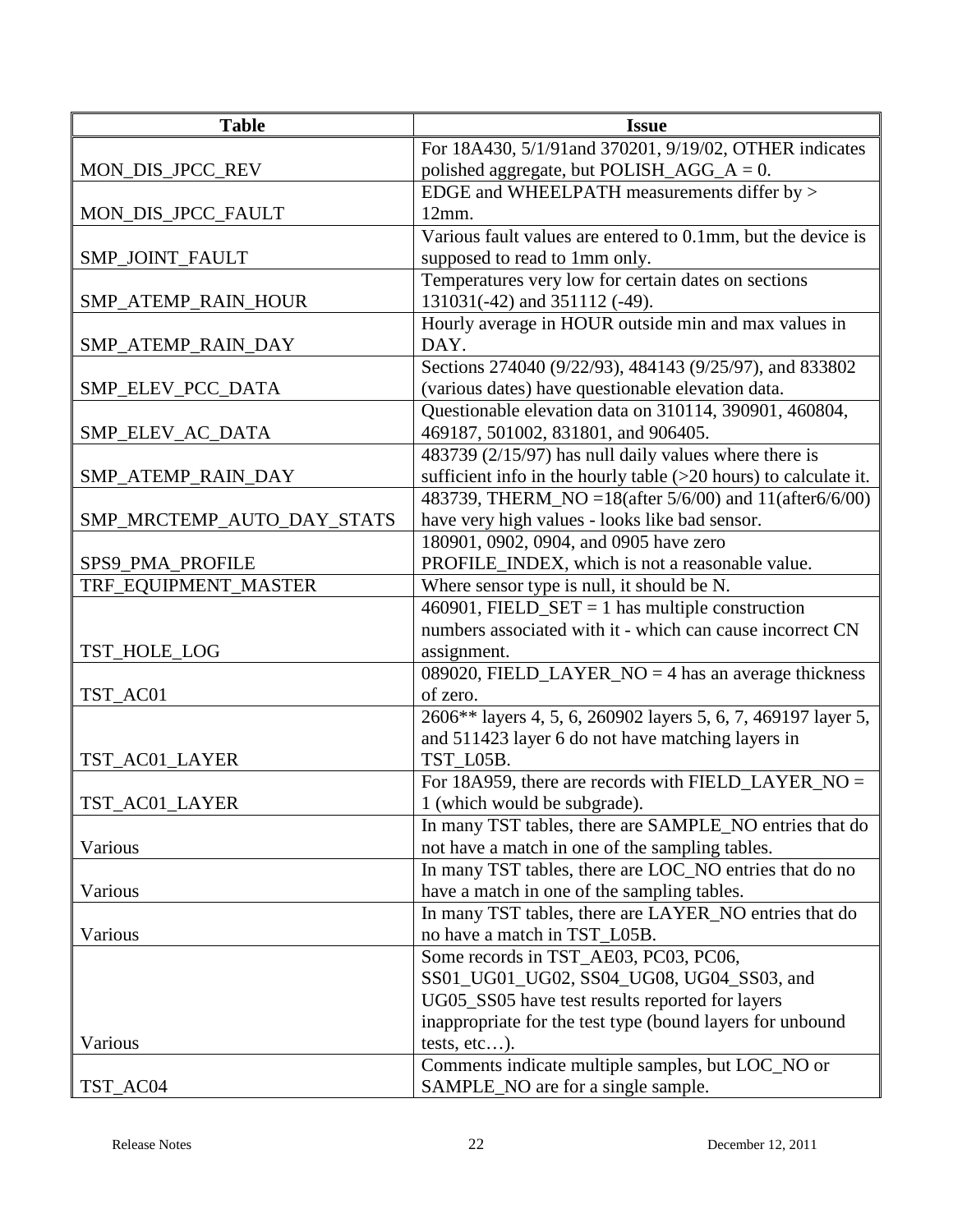| Table | Issue |
|---|---|
| MON_DIS_JPCC_REV | For 18A430, 5/1/91and 370201, 9/19/02, OTHER indicates polished aggregate, but POLISH_AGG_A = 0. |
| MON_DIS_JPCC_FAULT | EDGE and WHEELPATH measurements differ by > 12mm. |
| SMP_JOINT_FAULT | Various fault values are entered to 0.1mm, but the device is supposed to read to 1mm only. |
| SMP_ATEMP_RAIN_HOUR | Temperatures very low for certain dates on sections 131031(-42) and 351112 (-49). |
| SMP_ATEMP_RAIN_DAY | Hourly average in HOUR outside min and max values in DAY. |
| SMP_ELEV_PCC_DATA | Sections 274040 (9/22/93), 484143 (9/25/97), and 833802 (various dates) have questionable elevation data. |
| SMP_ELEV_AC_DATA | Questionable elevation data on 310114, 390901, 460804, 469187, 501002, 831801, and 906405. |
| SMP_ATEMP_RAIN_DAY | 483739 (2/15/97) has null daily values where there is sufficient info in the hourly table (>20 hours) to calculate it. |
| SMP_MRCTEMP_AUTO_DAY_STATS | 483739, THERM_NO =18(after 5/6/00) and 11(after6/6/00) have very high values - looks like bad sensor. |
| SPS9_PMA_PROFILE | 180901, 0902, 0904, and 0905 have zero PROFILE_INDEX, which is not a reasonable value. |
| TRF_EQUIPMENT_MASTER | Where sensor type is null, it should be N. |
| TST_HOLE_LOG | 460901, FIELD_SET = 1 has multiple construction numbers associated with it - which can cause incorrect CN assignment. |
| TST_AC01 | 089020, FIELD_LAYER_NO = 4 has an average thickness of zero. |
| TST_AC01_LAYER | 2606** layers 4, 5, 6, 260902 layers 5, 6, 7, 469197 layer 5, and 511423 layer 6 do not have matching layers in TST_L05B. |
| TST_AC01_LAYER | For 18A959, there are records with FIELD_LAYER_NO = 1 (which would be subgrade). |
| Various | In many TST tables, there are SAMPLE_NO entries that do not have a match in one of the sampling tables. |
| Various | In many TST tables, there are LOC_NO entries that do no have a match in one of the sampling tables. |
| Various | In many TST tables, there are LAYER_NO entries that do no have a match in TST_L05B. |
| Various | Some records in TST_AE03, PC03, PC06, SS01_UG01_UG02, SS04_UG08, UG04_SS03, and UG05_SS05 have test results reported for layers inappropriate for the test type (bound layers for unbound tests, etc…). |
| TST_AC04 | Comments indicate multiple samples, but LOC_NO or SAMPLE_NO are for a single sample. |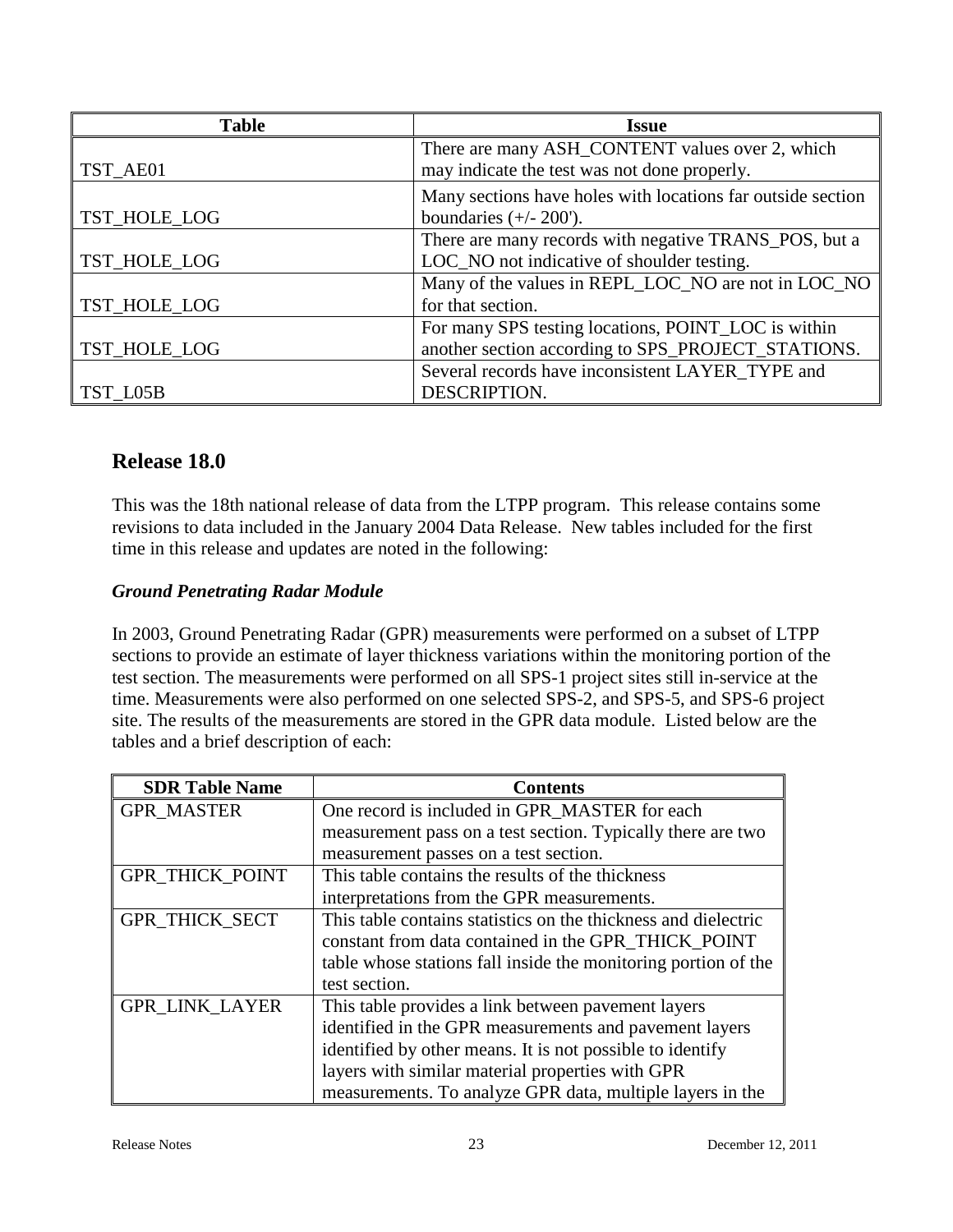| Table | Issue |
| --- | --- |
| TST_AE01 | There are many ASH_CONTENT values over 2, which may indicate the test was not done properly. |
| TST_HOLE_LOG | Many sections have holes with locations far outside section boundaries (+/- 200'). |
| TST_HOLE_LOG | There are many records with negative TRANS_POS, but a LOC_NO not indicative of shoulder testing. |
| TST_HOLE_LOG | Many of the values in REPL_LOC_NO are not in LOC_NO for that section. |
| TST_HOLE_LOG | For many SPS testing locations, POINT_LOC is within another section according to SPS_PROJECT_STATIONS. |
| TST_L05B | Several records have inconsistent LAYER_TYPE and DESCRIPTION. |

## Release 18.0

This was the 18th national release of data from the LTPP program. This release contains some revisions to data included in the January 2004 Data Release. New tables included for the first time in this release and updates are noted in the following:

### *Ground Penetrating Radar Module*

In 2003, Ground Penetrating Radar (GPR) measurements were performed on a subset of LTPP sections to provide an estimate of layer thickness variations within the monitoring portion of the test section. The measurements were performed on all SPS-1 project sites still in-service at the time. Measurements were also performed on one selected SPS-2, and SPS-5, and SPS-6 project site. The results of the measurements are stored in the GPR data module. Listed below are the tables and a brief description of each:

| SDR Table Name | Contents |
| --- | --- |
| GPR_MASTER | One record is included in GPR_MASTER for each measurement pass on a test section. Typically there are two measurement passes on a test section. |
| GPR_THICK_POINT | This table contains the results of the thickness interpretations from the GPR measurements. |
| GPR_THICK_SECT | This table contains statistics on the thickness and dielectric constant from data contained in the GPR_THICK_POINT table whose stations fall inside the monitoring portion of the test section. |
| GPR_LINK_LAYER | This table provides a link between pavement layers identified in the GPR measurements and pavement layers identified by other means. It is not possible to identify layers with similar material properties with GPR measurements. To analyze GPR data, multiple layers in the |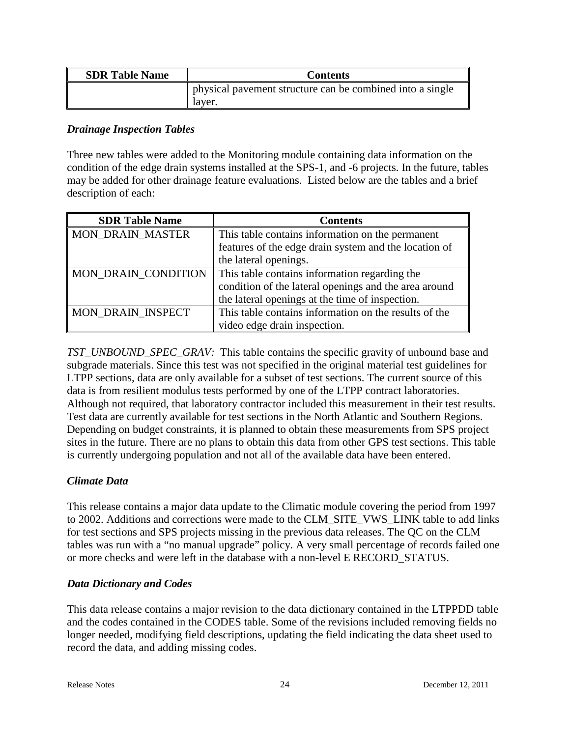| SDR Table Name | Contents |
|---|---|
| | physical pavement structure can be combined into a single layer. |

### *Drainage Inspection Tables*

Three new tables were added to the Monitoring module containing data information on the condition of the edge drain systems installed at the SPS-1, and -6 projects. In the future, tables may be added for other drainage feature evaluations. Listed below are the tables and a brief description of each:

| SDR Table Name | Contents |
|---|---|
| MON_DRAIN_MASTER | This table contains information on the permanent features of the edge drain system and the location of the lateral openings. |
| MON_DRAIN_CONDITION | This table contains information regarding the condition of the lateral openings and the area around the lateral openings at the time of inspection. |
| MON_DRAIN_INSPECT | This table contains information on the results of the video edge drain inspection. |

*TST_UNBOUND_SPEC_GRAV:* This table contains the specific gravity of unbound base and subgrade materials. Since this test was not specified in the original material test guidelines for LTPP sections, data are only available for a subset of test sections. The current source of this data is from resilient modulus tests performed by one of the LTPP contract laboratories. Although not required, that laboratory contractor included this measurement in their test results. Test data are currently available for test sections in the North Atlantic and Southern Regions. Depending on budget constraints, it is planned to obtain these measurements from SPS project sites in the future. There are no plans to obtain this data from other GPS test sections. This table is currently undergoing population and not all of the available data have been entered.

### *Climate Data*

This release contains a major data update to the Climatic module covering the period from 1997 to 2002. Additions and corrections were made to the CLM_SITE_VWS_LINK table to add links for test sections and SPS projects missing in the previous data releases. The QC on the CLM tables was run with a "no manual upgrade" policy. A very small percentage of records failed one or more checks and were left in the database with a non-level E RECORD_STATUS.

### *Data Dictionary and Codes*

This data release contains a major revision to the data dictionary contained in the LTPPDD table and the codes contained in the CODES table. Some of the revisions included removing fields no longer needed, modifying field descriptions, updating the field indicating the data sheet used to record the data, and adding missing codes.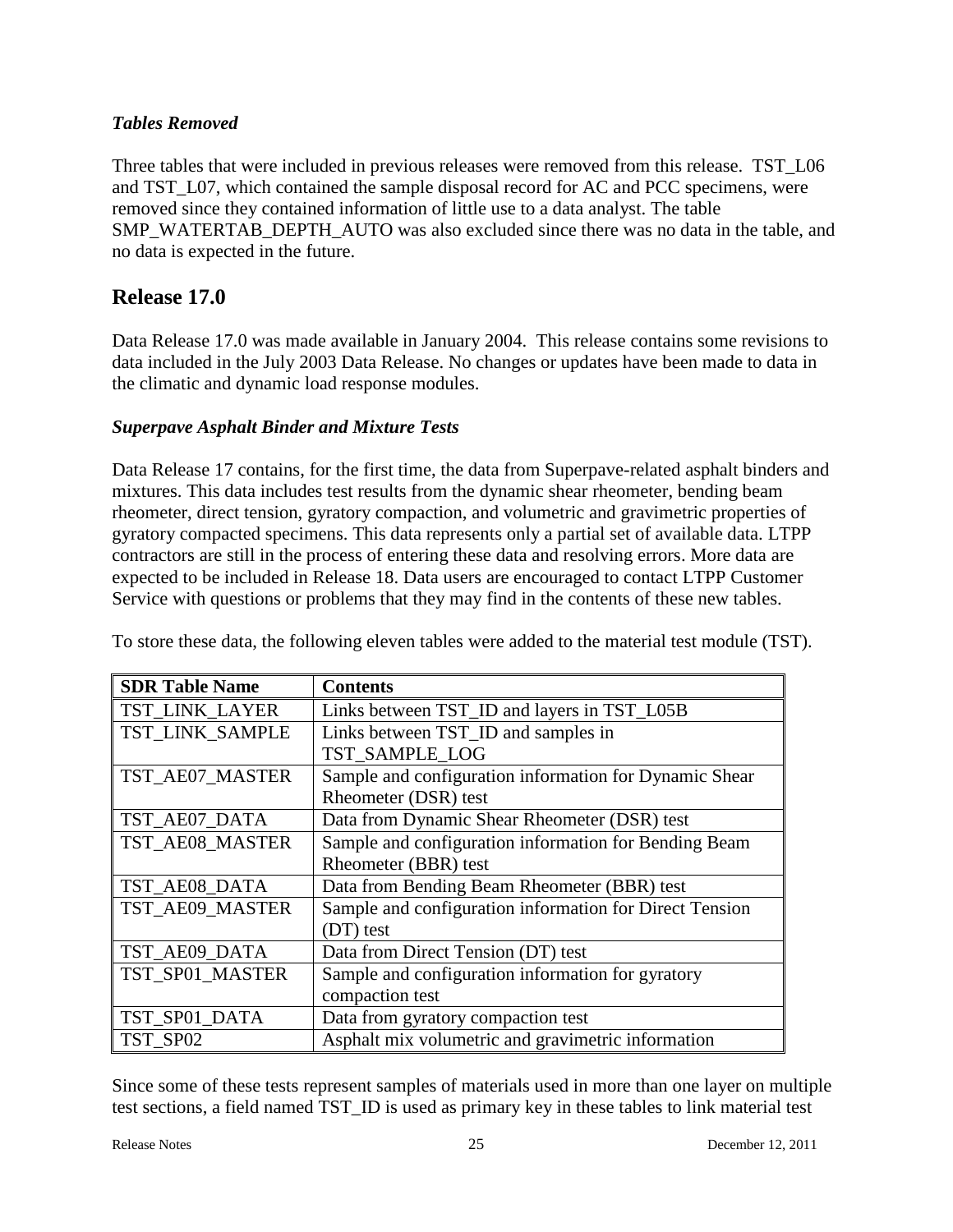### *Tables Removed*

Three tables that were included in previous releases were removed from this release. TST_L06 and TST_L07, which contained the sample disposal record for AC and PCC specimens, were removed since they contained information of little use to a data analyst. The table SMP_WATERTAB_DEPTH_AUTO was also excluded since there was no data in the table, and no data is expected in the future.

## Release 17.0

Data Release 17.0 was made available in January 2004. This release contains some revisions to data included in the July 2003 Data Release. No changes or updates have been made to data in the climatic and dynamic load response modules.

### *Superpave Asphalt Binder and Mixture Tests*

Data Release 17 contains, for the first time, the data from Superpave-related asphalt binders and mixtures. This data includes test results from the dynamic shear rheometer, bending beam rheometer, direct tension, gyratory compaction, and volumetric and gravimetric properties of gyratory compacted specimens. This data represents only a partial set of available data. LTPP contractors are still in the process of entering these data and resolving errors. More data are expected to be included in Release 18. Data users are encouraged to contact LTPP Customer Service with questions or problems that they may find in the contents of these new tables.

To store these data, the following eleven tables were added to the material test module (TST).

| SDR Table Name | Contents |
|---|---|
| TST_LINK_LAYER | Links between TST_ID and layers in TST_L05B |
| TST_LINK_SAMPLE | Links between TST_ID and samples in TST_SAMPLE_LOG |
| TST_AE07_MASTER | Sample and configuration information for Dynamic Shear Rheometer (DSR) test |
| TST_AE07_DATA | Data from Dynamic Shear Rheometer (DSR) test |
| TST_AE08_MASTER | Sample and configuration information for Bending Beam Rheometer (BBR) test |
| TST_AE08_DATA | Data from Bending Beam Rheometer (BBR) test |
| TST_AE09_MASTER | Sample and configuration information for Direct Tension (DT) test |
| TST_AE09_DATA | Data from Direct Tension (DT) test |
| TST_SP01_MASTER | Sample and configuration information for gyratory compaction test |
| TST_SP01_DATA | Data from gyratory compaction test |
| TST_SP02 | Asphalt mix volumetric and gravimetric information |

Since some of these tests represent samples of materials used in more than one layer on multiple test sections, a field named TST_ID is used as primary key in these tables to link material test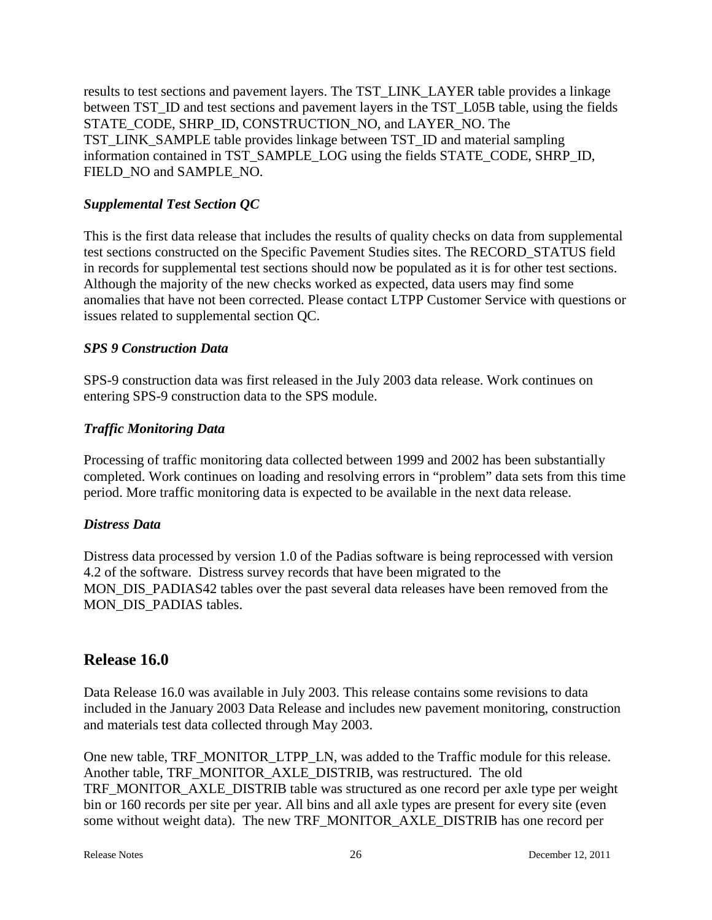results to test sections and pavement layers. The TST_LINK_LAYER table provides a linkage between TST_ID and test sections and pavement layers in the TST_L05B table, using the fields STATE_CODE, SHRP_ID, CONSTRUCTION_NO, and LAYER_NO. The TST_LINK_SAMPLE table provides linkage between TST_ID and material sampling information contained in TST_SAMPLE_LOG using the fields STATE_CODE, SHRP_ID, FIELD_NO and SAMPLE_NO.

### *Supplemental Test Section QC*

This is the first data release that includes the results of quality checks on data from supplemental test sections constructed on the Specific Pavement Studies sites. The RECORD_STATUS field in records for supplemental test sections should now be populated as it is for other test sections. Although the majority of the new checks worked as expected, data users may find some anomalies that have not been corrected. Please contact LTPP Customer Service with questions or issues related to supplemental section QC.

### *SPS 9 Construction Data*

SPS-9 construction data was first released in the July 2003 data release. Work continues on entering SPS-9 construction data to the SPS module.

### *Traffic Monitoring Data*

Processing of traffic monitoring data collected between 1999 and 2002 has been substantially completed. Work continues on loading and resolving errors in "problem" data sets from this time period. More traffic monitoring data is expected to be available in the next data release.

### *Distress Data*

Distress data processed by version 1.0 of the Padias software is being reprocessed with version 4.2 of the software. Distress survey records that have been migrated to the MON_DIS_PADIAS42 tables over the past several data releases have been removed from the MON_DIS_PADIAS tables.

## Release 16.0

Data Release 16.0 was available in July 2003. This release contains some revisions to data included in the January 2003 Data Release and includes new pavement monitoring, construction and materials test data collected through May 2003.

One new table, TRF_MONITOR_LTPP_LN, was added to the Traffic module for this release. Another table, TRF_MONITOR_AXLE_DISTRIB, was restructured. The old TRF_MONITOR_AXLE_DISTRIB table was structured as one record per axle type per weight bin or 160 records per site per year. All bins and all axle types are present for every site (even some without weight data). The new TRF_MONITOR_AXLE_DISTRIB has one record per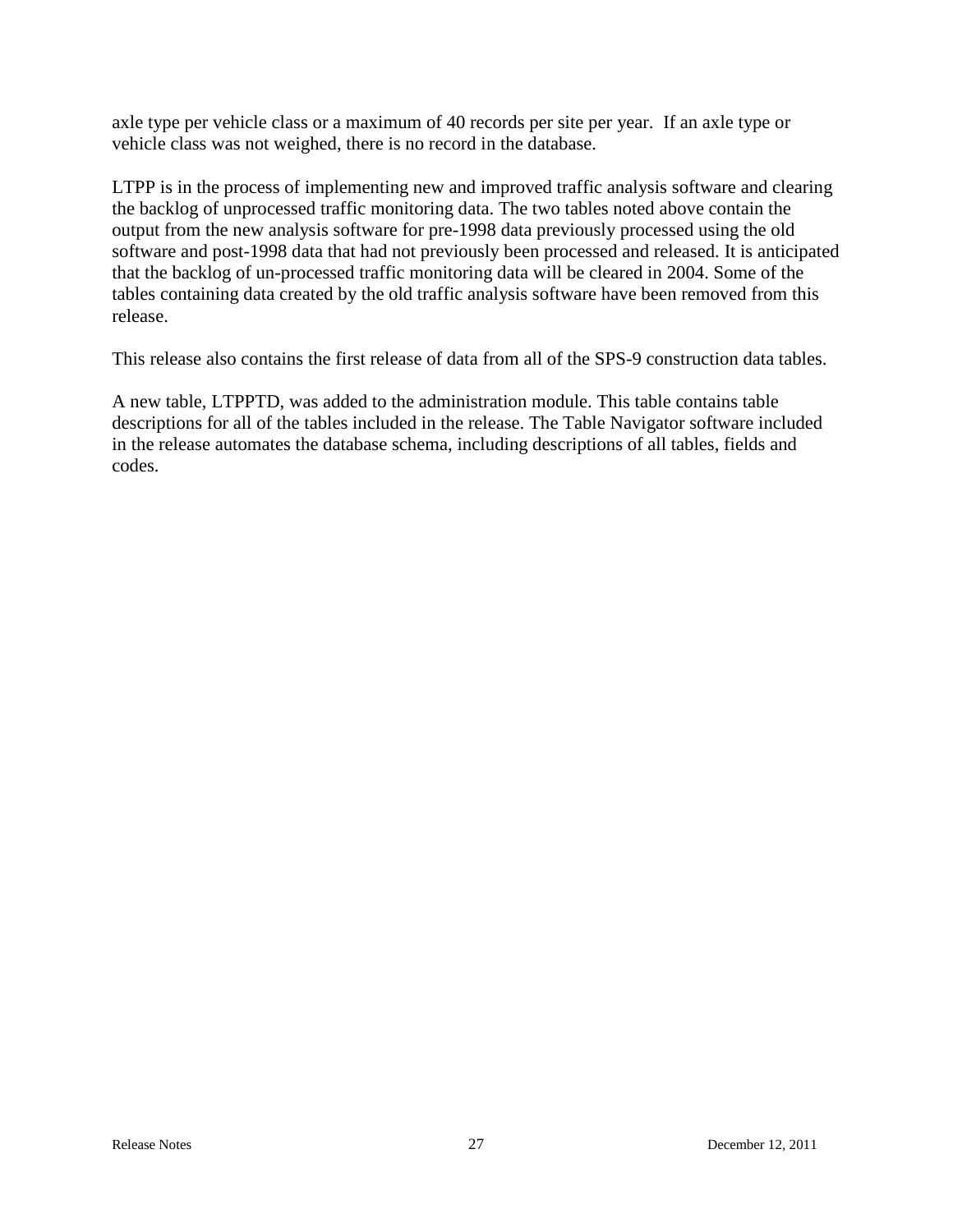axle type per vehicle class or a maximum of 40 records per site per year. If an axle type or vehicle class was not weighed, there is no record in the database.

LTPP is in the process of implementing new and improved traffic analysis software and clearing the backlog of unprocessed traffic monitoring data. The two tables noted above contain the output from the new analysis software for pre-1998 data previously processed using the old software and post-1998 data that had not previously been processed and released. It is anticipated that the backlog of un-processed traffic monitoring data will be cleared in 2004. Some of the tables containing data created by the old traffic analysis software have been removed from this release.

This release also contains the first release of data from all of the SPS-9 construction data tables.

A new table, LTPPTD, was added to the administration module. This table contains table descriptions for all of the tables included in the release. The Table Navigator software included in the release automates the database schema, including descriptions of all tables, fields and codes.